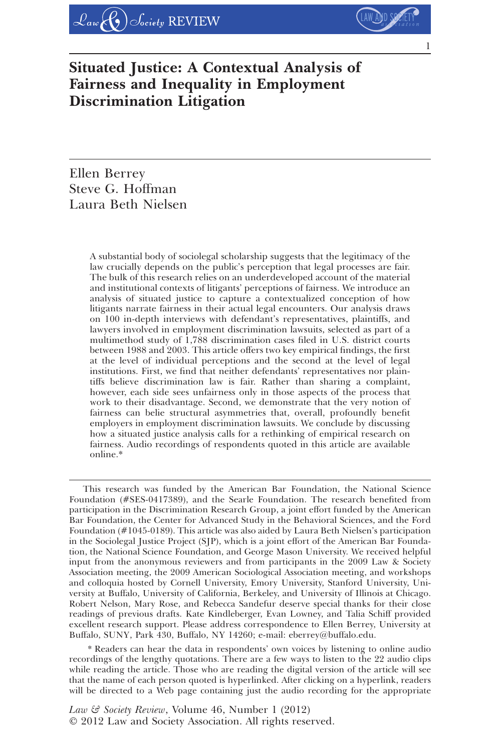# Situated Justice: A Contextual Analysis of Fairness and Inequality in Employment Discrimination Litigation

Ellen Berrey
Steve G. Hoffman
Laura Beth Nielsen

A substantial body of sociolegal scholarship suggests that the legitimacy of the law crucially depends on the public's perception that legal processes are fair. The bulk of this research relies on an underdeveloped account of the material and institutional contexts of litigants' perceptions of fairness. We introduce an analysis of situated justice to capture a contextualized conception of how litigants narrate fairness in their actual legal encounters. Our analysis draws on 100 in-depth interviews with defendant's representatives, plaintiffs, and lawyers involved in employment discrimination lawsuits, selected as part of a multimethod study of 1,788 discrimination cases filed in U.S. district courts between 1988 and 2003. This article offers two key empirical findings, the first at the level of individual perceptions and the second at the level of legal institutions. First, we find that neither defendants' representatives nor plaintiffs believe discrimination law is fair. Rather than sharing a complaint, however, each side sees unfairness only in those aspects of the process that work to their disadvantage. Second, we demonstrate that the very notion of fairness can belie structural asymmetries that, overall, profoundly benefit employers in employment discrimination lawsuits. We conclude by discussing how a situated justice analysis calls for a rethinking of empirical research on fairness. Audio recordings of respondents quoted in this article are available online.*

---

This research was funded by the American Bar Foundation, the National Science Foundation (#SES-0417389), and the Searle Foundation. The research benefited from participation in the Discrimination Research Group, a joint effort funded by the American Bar Foundation, the Center for Advanced Study in the Behavioral Sciences, and the Ford Foundation (#1045-0189). This article was also aided by Laura Beth Nielsen's participation in the Sociolegal Justice Project (SJP), which is a joint effort of the American Bar Foundation, the National Science Foundation, and George Mason University. We received helpful input from the anonymous reviewers and from participants in the 2009 Law & Society Association meeting, the 2009 American Sociological Association meeting, and workshops and colloquia hosted by Cornell University, Emory University, Stanford University, University at Buffalo, University of California, Berkeley, and University of Illinois at Chicago. Robert Nelson, Mary Rose, and Rebecca Sandefur deserve special thanks for their close readings of previous drafts. Kate Kindleberger, Evan Lowney, and Talia Schiff provided excellent research support. Please address correspondence to Ellen Berrey, University at Buffalo, SUNY, Park 430, Buffalo, NY 14260; e-mail: eberrey@buffalo.edu.

* Readers can hear the data in respondents' own voices by listening to online audio recordings of the lengthy quotations. There are a few ways to listen to the 22 audio clips while reading the article. Those who are reading the digital version of the article will see that the name of each person quoted is hyperlinked. After clicking on a hyperlink, readers will be directed to a Web page containing just the audio recording for the appropriate

*Law & Society Review*, Volume 46, Number 1 (2012)
© 2012 Law and Society Association. All rights reserved.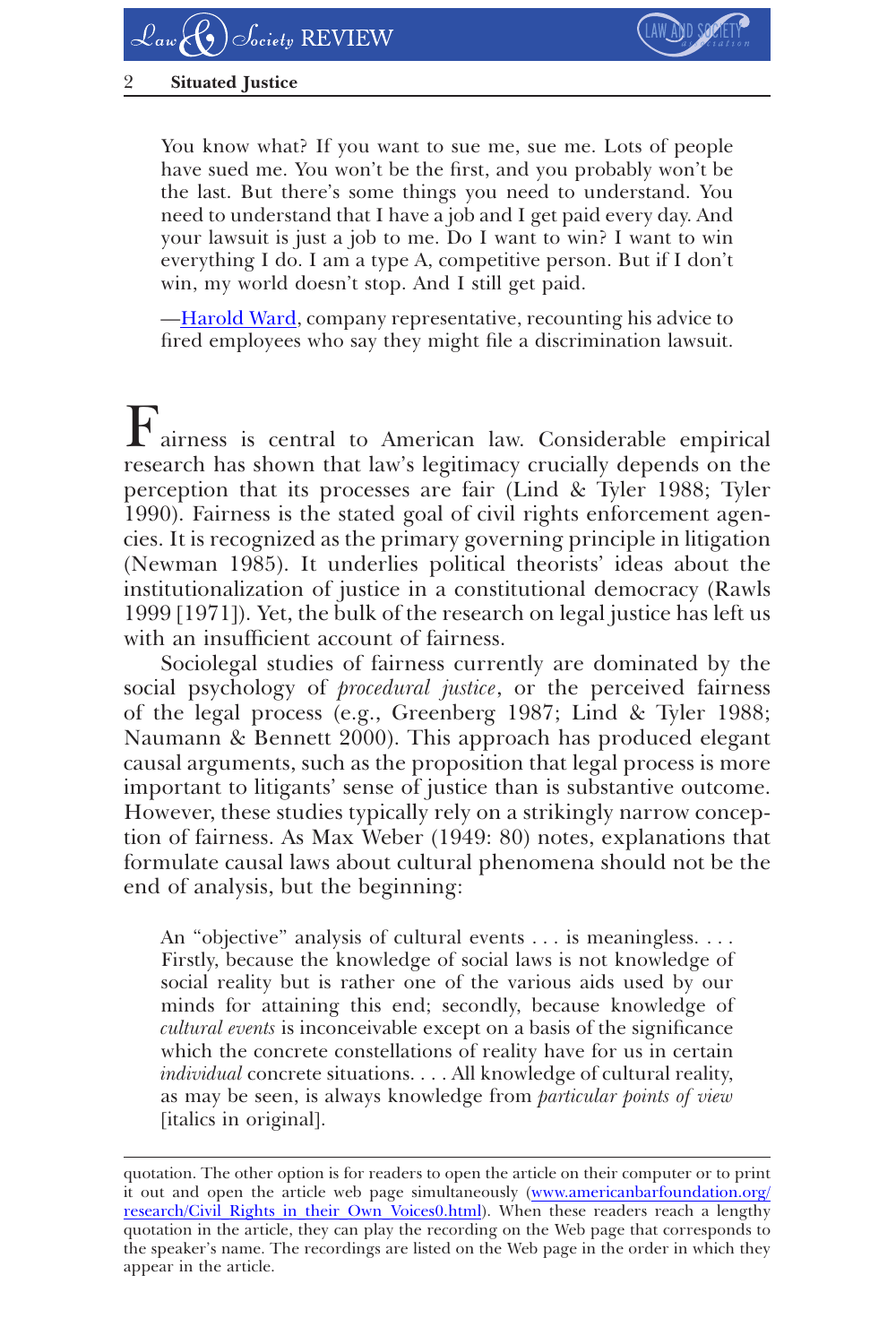> You know what? If you want to sue me, sue me. Lots of people have sued me. You won't be the first, and you probably won't be the last. But there's some things you need to understand. You need to understand that I have a job and I get paid every day. And your lawsuit is just a job to me. Do I want to win? I want to win everything I do. I am a type A, competitive person. But if I don't win, my world doesn't stop. And I still get paid.
>
> —Harold Ward, company representative, recounting his advice to fired employees who say they might file a discrimination lawsuit.

Fairness is central to American law. Considerable empirical research has shown that law's legitimacy crucially depends on the perception that its processes are fair (Lind & Tyler 1988; Tyler 1990). Fairness is the stated goal of civil rights enforcement agencies. It is recognized as the primary governing principle in litigation (Newman 1985). It underlies political theorists' ideas about the institutionalization of justice in a constitutional democracy (Rawls 1999 [1971]). Yet, the bulk of the research on legal justice has left us with an insufficient account of fairness.

Sociolegal studies of fairness currently are dominated by the social psychology of *procedural justice*, or the perceived fairness of the legal process (e.g., Greenberg 1987; Lind & Tyler 1988; Naumann & Bennett 2000). This approach has produced elegant causal arguments, such as the proposition that legal process is more important to litigants' sense of justice than is substantive outcome. However, these studies typically rely on a strikingly narrow conception of fairness. As Max Weber (1949: 80) notes, explanations that formulate causal laws about cultural phenomena should not be the end of analysis, but the beginning:

> An "objective" analysis of cultural events . . . is meaningless. . . . Firstly, because the knowledge of social laws is not knowledge of social reality but is rather one of the various aids used by our minds for attaining this end; secondly, because knowledge of *cultural events* is inconceivable except on a basis of the significance which the concrete constellations of reality have for us in certain *individual* concrete situations. . . . All knowledge of cultural reality, as may be seen, is always knowledge from *particular points of view* [italics in original].

quotation. The other option is for readers to open the article on their computer or to print it out and open the article web page simultaneously (www.americanbarfoundation.org/research/Civil_Rights_in_their_Own_Voices0.html). When these readers reach a lengthy quotation in the article, they can play the recording on the Web page that corresponds to the speaker's name. The recordings are listed on the Web page in the order in which they appear in the article.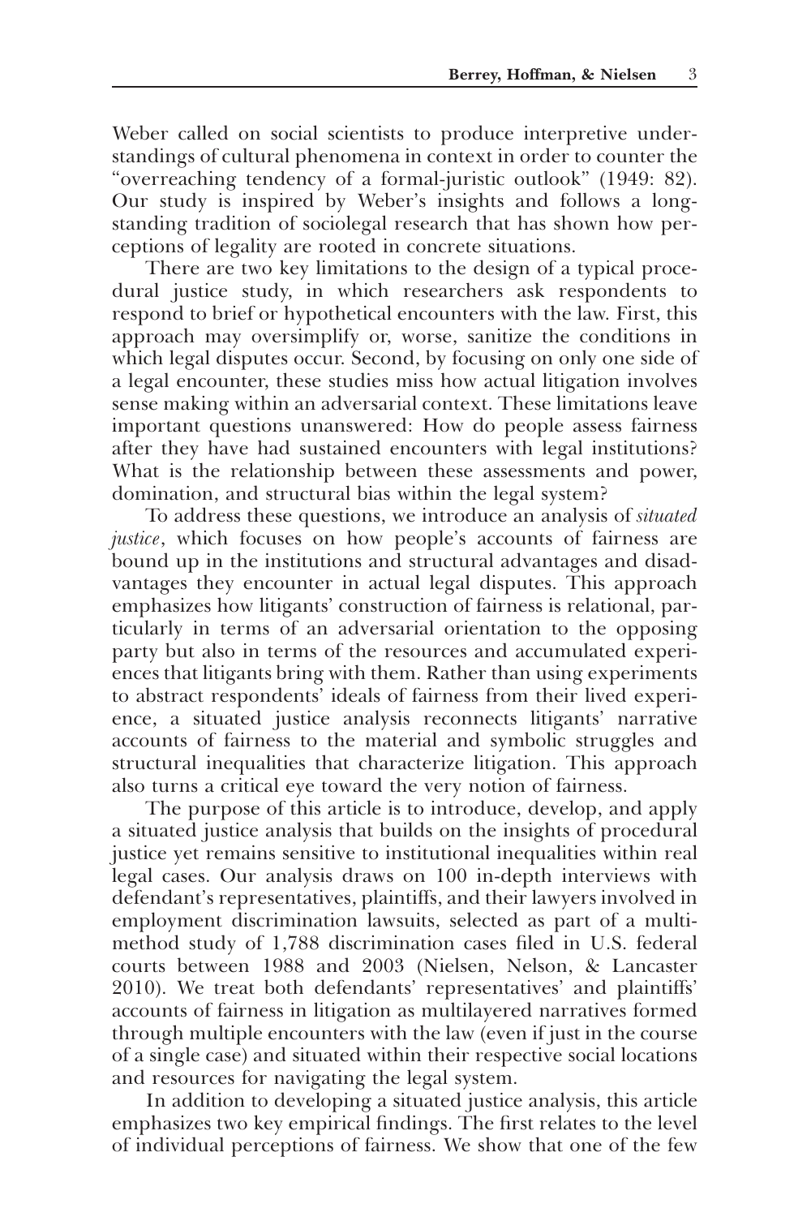Weber called on social scientists to produce interpretive understandings of cultural phenomena in context in order to counter the "overreaching tendency of a formal-juristic outlook" (1949: 82). Our study is inspired by Weber's insights and follows a longstanding tradition of sociolegal research that has shown how perceptions of legality are rooted in concrete situations.

There are two key limitations to the design of a typical procedural justice study, in which researchers ask respondents to respond to brief or hypothetical encounters with the law. First, this approach may oversimplify or, worse, sanitize the conditions in which legal disputes occur. Second, by focusing on only one side of a legal encounter, these studies miss how actual litigation involves sense making within an adversarial context. These limitations leave important questions unanswered: How do people assess fairness after they have had sustained encounters with legal institutions? What is the relationship between these assessments and power, domination, and structural bias within the legal system?

To address these questions, we introduce an analysis of *situated justice*, which focuses on how people's accounts of fairness are bound up in the institutions and structural advantages and disadvantages they encounter in actual legal disputes. This approach emphasizes how litigants' construction of fairness is relational, particularly in terms of an adversarial orientation to the opposing party but also in terms of the resources and accumulated experiences that litigants bring with them. Rather than using experiments to abstract respondents' ideals of fairness from their lived experience, a situated justice analysis reconnects litigants' narrative accounts of fairness to the material and symbolic struggles and structural inequalities that characterize litigation. This approach also turns a critical eye toward the very notion of fairness.

The purpose of this article is to introduce, develop, and apply a situated justice analysis that builds on the insights of procedural justice yet remains sensitive to institutional inequalities within real legal cases. Our analysis draws on 100 in-depth interviews with defendant's representatives, plaintiffs, and their lawyers involved in employment discrimination lawsuits, selected as part of a multimethod study of 1,788 discrimination cases filed in U.S. federal courts between 1988 and 2003 (Nielsen, Nelson, & Lancaster 2010). We treat both defendants' representatives' and plaintiffs' accounts of fairness in litigation as multilayered narratives formed through multiple encounters with the law (even if just in the course of a single case) and situated within their respective social locations and resources for navigating the legal system.

In addition to developing a situated justice analysis, this article emphasizes two key empirical findings. The first relates to the level of individual perceptions of fairness. We show that one of the few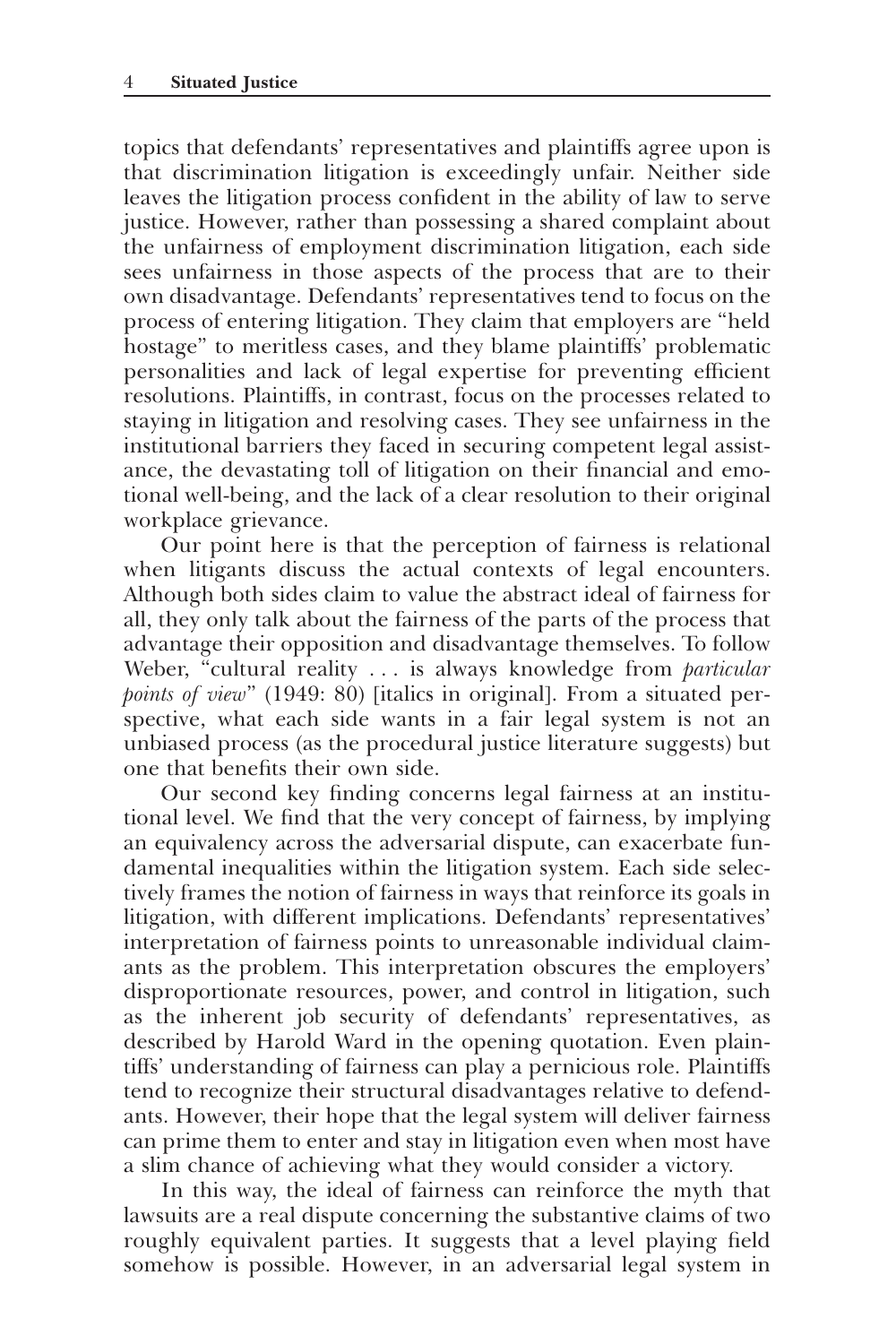topics that defendants' representatives and plaintiffs agree upon is that discrimination litigation is exceedingly unfair. Neither side leaves the litigation process confident in the ability of law to serve justice. However, rather than possessing a shared complaint about the unfairness of employment discrimination litigation, each side sees unfairness in those aspects of the process that are to their own disadvantage. Defendants' representatives tend to focus on the process of entering litigation. They claim that employers are "held hostage" to meritless cases, and they blame plaintiffs' problematic personalities and lack of legal expertise for preventing efficient resolutions. Plaintiffs, in contrast, focus on the processes related to staying in litigation and resolving cases. They see unfairness in the institutional barriers they faced in securing competent legal assistance, the devastating toll of litigation on their financial and emotional well-being, and the lack of a clear resolution to their original workplace grievance.

Our point here is that the perception of fairness is relational when litigants discuss the actual contexts of legal encounters. Although both sides claim to value the abstract ideal of fairness for all, they only talk about the fairness of the parts of the process that advantage their opposition and disadvantage themselves. To follow Weber, "cultural reality . . . is always knowledge from *particular points of view*" (1949: 80) [italics in original]. From a situated perspective, what each side wants in a fair legal system is not an unbiased process (as the procedural justice literature suggests) but one that benefits their own side.

Our second key finding concerns legal fairness at an institutional level. We find that the very concept of fairness, by implying an equivalency across the adversarial dispute, can exacerbate fundamental inequalities within the litigation system. Each side selectively frames the notion of fairness in ways that reinforce its goals in litigation, with different implications. Defendants' representatives' interpretation of fairness points to unreasonable individual claimants as the problem. This interpretation obscures the employers' disproportionate resources, power, and control in litigation, such as the inherent job security of defendants' representatives, as described by Harold Ward in the opening quotation. Even plaintiffs' understanding of fairness can play a pernicious role. Plaintiffs tend to recognize their structural disadvantages relative to defendants. However, their hope that the legal system will deliver fairness can prime them to enter and stay in litigation even when most have a slim chance of achieving what they would consider a victory.

In this way, the ideal of fairness can reinforce the myth that lawsuits are a real dispute concerning the substantive claims of two roughly equivalent parties. It suggests that a level playing field somehow is possible. However, in an adversarial legal system in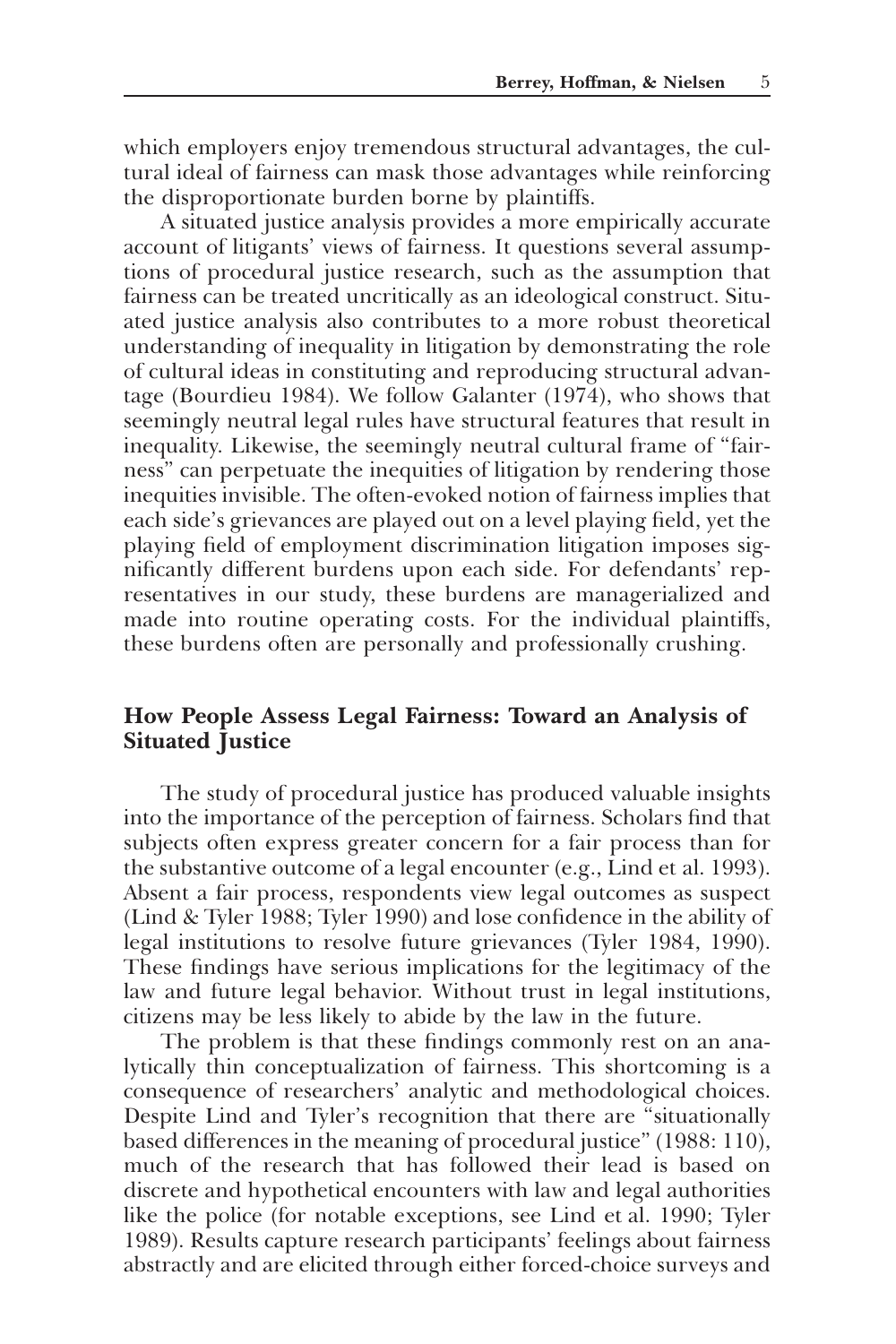which employers enjoy tremendous structural advantages, the cultural ideal of fairness can mask those advantages while reinforcing the disproportionate burden borne by plaintiffs.

A situated justice analysis provides a more empirically accurate account of litigants' views of fairness. It questions several assumptions of procedural justice research, such as the assumption that fairness can be treated uncritically as an ideological construct. Situated justice analysis also contributes to a more robust theoretical understanding of inequality in litigation by demonstrating the role of cultural ideas in constituting and reproducing structural advantage (Bourdieu 1984). We follow Galanter (1974), who shows that seemingly neutral legal rules have structural features that result in inequality. Likewise, the seemingly neutral cultural frame of "fairness" can perpetuate the inequities of litigation by rendering those inequities invisible. The often-evoked notion of fairness implies that each side's grievances are played out on a level playing field, yet the playing field of employment discrimination litigation imposes significantly different burdens upon each side. For defendants' representatives in our study, these burdens are managerialized and made into routine operating costs. For the individual plaintiffs, these burdens often are personally and professionally crushing.

## How People Assess Legal Fairness: Toward an Analysis of Situated Justice

The study of procedural justice has produced valuable insights into the importance of the perception of fairness. Scholars find that subjects often express greater concern for a fair process than for the substantive outcome of a legal encounter (e.g., Lind et al. 1993). Absent a fair process, respondents view legal outcomes as suspect (Lind & Tyler 1988; Tyler 1990) and lose confidence in the ability of legal institutions to resolve future grievances (Tyler 1984, 1990). These findings have serious implications for the legitimacy of the law and future legal behavior. Without trust in legal institutions, citizens may be less likely to abide by the law in the future.

The problem is that these findings commonly rest on an analytically thin conceptualization of fairness. This shortcoming is a consequence of researchers' analytic and methodological choices. Despite Lind and Tyler's recognition that there are "situationally based differences in the meaning of procedural justice" (1988: 110), much of the research that has followed their lead is based on discrete and hypothetical encounters with law and legal authorities like the police (for notable exceptions, see Lind et al. 1990; Tyler 1989). Results capture research participants' feelings about fairness abstractly and are elicited through either forced-choice surveys and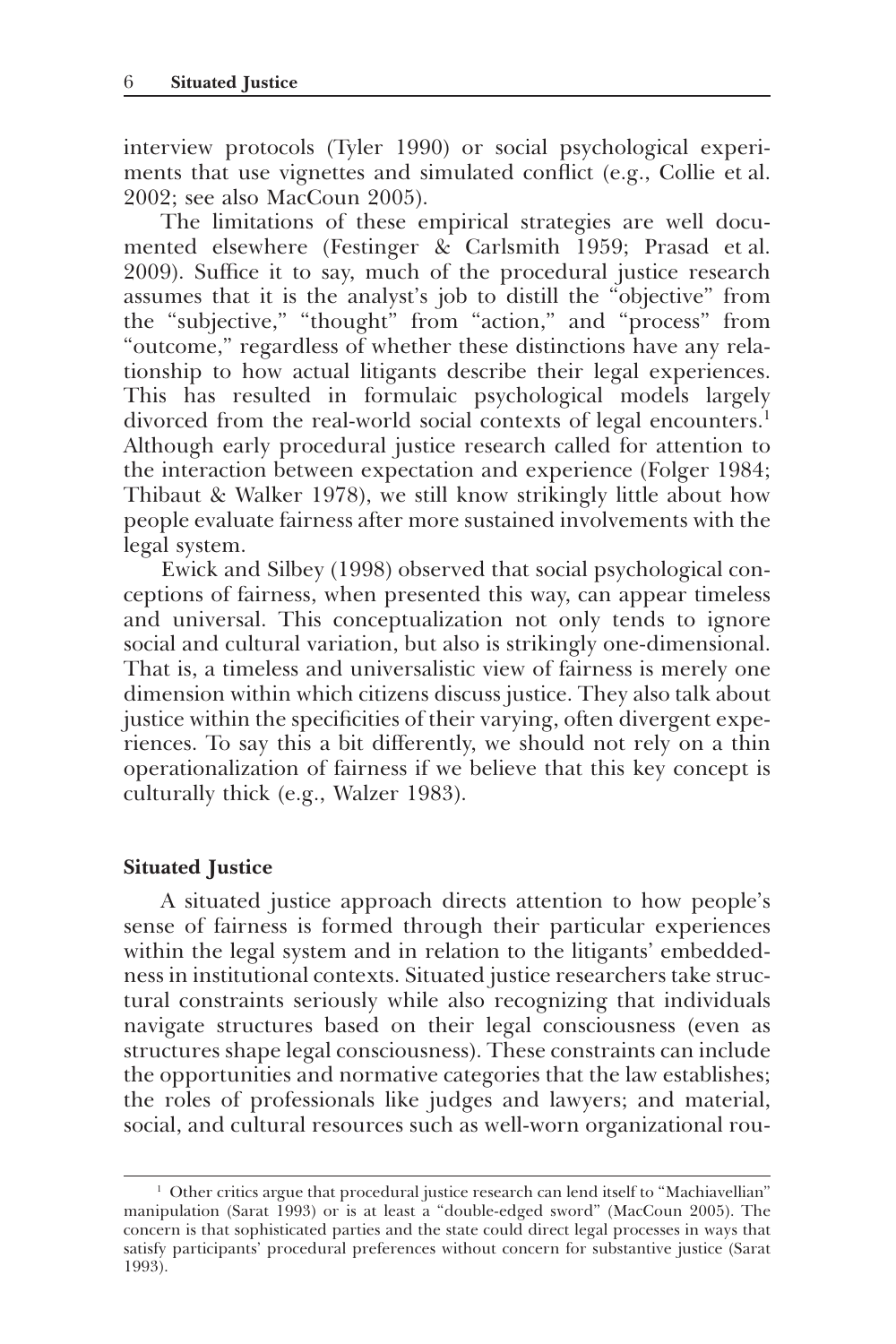interview protocols (Tyler 1990) or social psychological experiments that use vignettes and simulated conflict (e.g., Collie et al. 2002; see also MacCoun 2005).

The limitations of these empirical strategies are well documented elsewhere (Festinger & Carlsmith 1959; Prasad et al. 2009). Suffice it to say, much of the procedural justice research assumes that it is the analyst's job to distill the "objective" from the "subjective," "thought" from "action," and "process" from "outcome," regardless of whether these distinctions have any relationship to how actual litigants describe their legal experiences. This has resulted in formulaic psychological models largely divorced from the real-world social contexts of legal encounters.[1] Although early procedural justice research called for attention to the interaction between expectation and experience (Folger 1984; Thibaut & Walker 1978), we still know strikingly little about how people evaluate fairness after more sustained involvements with the legal system.

Ewick and Silbey (1998) observed that social psychological conceptions of fairness, when presented this way, can appear timeless and universal. This conceptualization not only tends to ignore social and cultural variation, but also is strikingly one-dimensional. That is, a timeless and universalistic view of fairness is merely one dimension within which citizens discuss justice. They also talk about justice within the specificities of their varying, often divergent experiences. To say this a bit differently, we should not rely on a thin operationalization of fairness if we believe that this key concept is culturally thick (e.g., Walzer 1983).

## Situated Justice

A situated justice approach directs attention to how people's sense of fairness is formed through their particular experiences within the legal system and in relation to the litigants' embeddedness in institutional contexts. Situated justice researchers take structural constraints seriously while also recognizing that individuals navigate structures based on their legal consciousness (even as structures shape legal consciousness). These constraints can include the opportunities and normative categories that the law establishes; the roles of professionals like judges and lawyers; and material, social, and cultural resources such as well-worn organizational rou-

[1] Other critics argue that procedural justice research can lend itself to "Machiavellian" manipulation (Sarat 1993) or is at least a "double-edged sword" (MacCoun 2005). The concern is that sophisticated parties and the state could direct legal processes in ways that satisfy participants' procedural preferences without concern for substantive justice (Sarat 1993).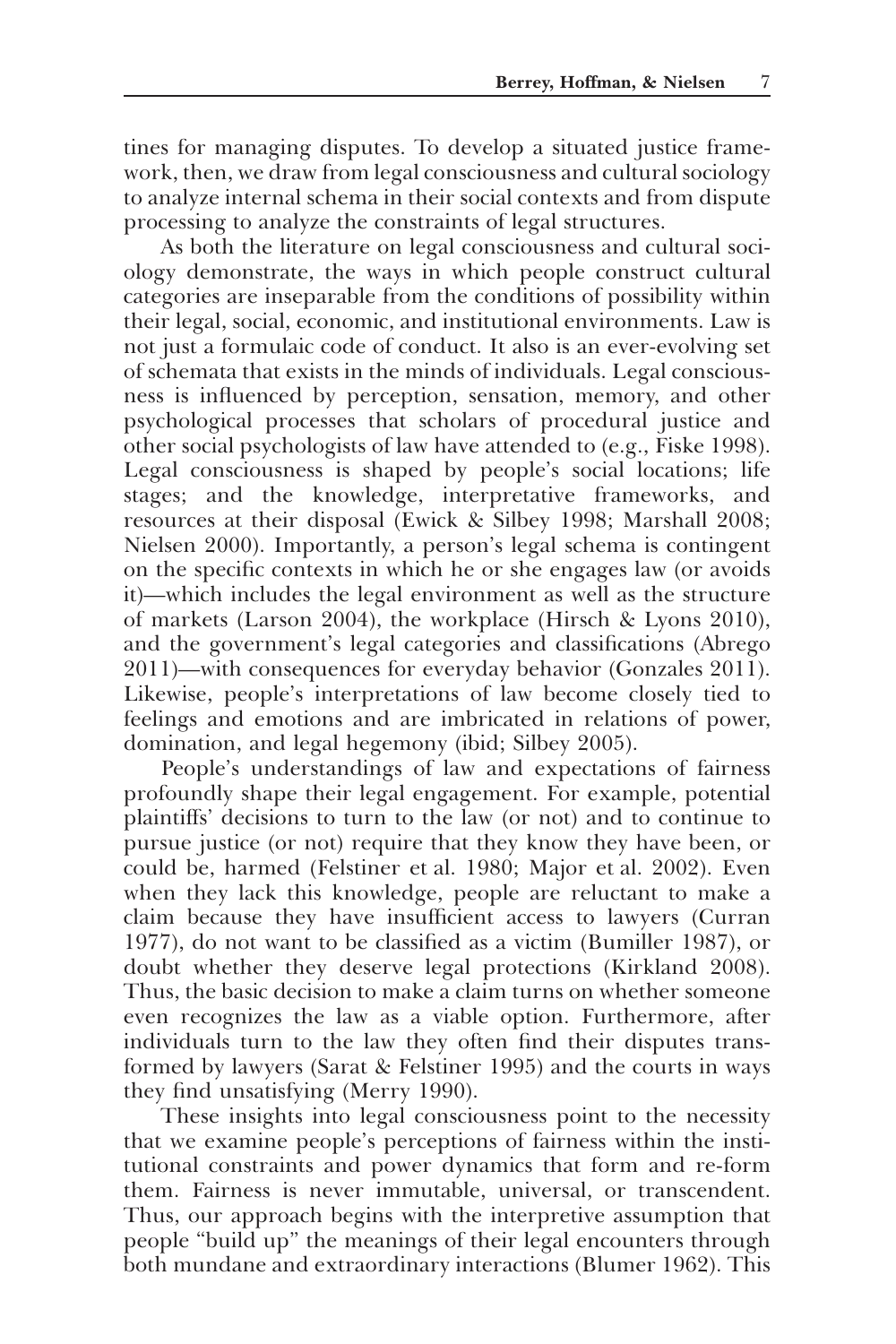tines for managing disputes. To develop a situated justice framework, then, we draw from legal consciousness and cultural sociology to analyze internal schema in their social contexts and from dispute processing to analyze the constraints of legal structures.

As both the literature on legal consciousness and cultural sociology demonstrate, the ways in which people construct cultural categories are inseparable from the conditions of possibility within their legal, social, economic, and institutional environments. Law is not just a formulaic code of conduct. It also is an ever-evolving set of schemata that exists in the minds of individuals. Legal consciousness is influenced by perception, sensation, memory, and other psychological processes that scholars of procedural justice and other social psychologists of law have attended to (e.g., Fiske 1998). Legal consciousness is shaped by people's social locations; life stages; and the knowledge, interpretative frameworks, and resources at their disposal (Ewick & Silbey 1998; Marshall 2008; Nielsen 2000). Importantly, a person's legal schema is contingent on the specific contexts in which he or she engages law (or avoids it)—which includes the legal environment as well as the structure of markets (Larson 2004), the workplace (Hirsch & Lyons 2010), and the government's legal categories and classifications (Abrego 2011)—with consequences for everyday behavior (Gonzales 2011). Likewise, people's interpretations of law become closely tied to feelings and emotions and are imbricated in relations of power, domination, and legal hegemony (ibid; Silbey 2005).

People's understandings of law and expectations of fairness profoundly shape their legal engagement. For example, potential plaintiffs' decisions to turn to the law (or not) and to continue to pursue justice (or not) require that they know they have been, or could be, harmed (Felstiner et al. 1980; Major et al. 2002). Even when they lack this knowledge, people are reluctant to make a claim because they have insufficient access to lawyers (Curran 1977), do not want to be classified as a victim (Bumiller 1987), or doubt whether they deserve legal protections (Kirkland 2008). Thus, the basic decision to make a claim turns on whether someone even recognizes the law as a viable option. Furthermore, after individuals turn to the law they often find their disputes transformed by lawyers (Sarat & Felstiner 1995) and the courts in ways they find unsatisfying (Merry 1990).

These insights into legal consciousness point to the necessity that we examine people's perceptions of fairness within the institutional constraints and power dynamics that form and re-form them. Fairness is never immutable, universal, or transcendent. Thus, our approach begins with the interpretive assumption that people "build up" the meanings of their legal encounters through both mundane and extraordinary interactions (Blumer 1962). This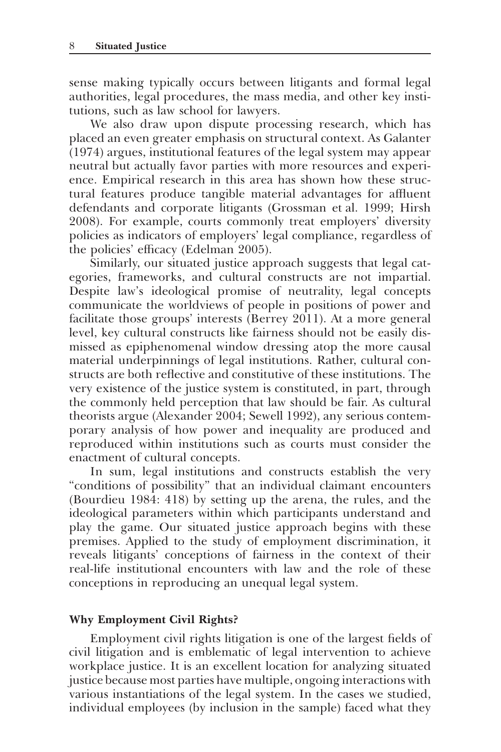sense making typically occurs between litigants and formal legal authorities, legal procedures, the mass media, and other key institutions, such as law school for lawyers.

We also draw upon dispute processing research, which has placed an even greater emphasis on structural context. As Galanter (1974) argues, institutional features of the legal system may appear neutral but actually favor parties with more resources and experience. Empirical research in this area has shown how these structural features produce tangible material advantages for affluent defendants and corporate litigants (Grossman et al. 1999; Hirsh 2008). For example, courts commonly treat employers' diversity policies as indicators of employers' legal compliance, regardless of the policies' efficacy (Edelman 2005).

Similarly, our situated justice approach suggests that legal categories, frameworks, and cultural constructs are not impartial. Despite law's ideological promise of neutrality, legal concepts communicate the worldviews of people in positions of power and facilitate those groups' interests (Berrey 2011). At a more general level, key cultural constructs like fairness should not be easily dismissed as epiphenomenal window dressing atop the more causal material underpinnings of legal institutions. Rather, cultural constructs are both reflective and constitutive of these institutions. The very existence of the justice system is constituted, in part, through the commonly held perception that law should be fair. As cultural theorists argue (Alexander 2004; Sewell 1992), any serious contemporary analysis of how power and inequality are produced and reproduced within institutions such as courts must consider the enactment of cultural concepts.

In sum, legal institutions and constructs establish the very "conditions of possibility" that an individual claimant encounters (Bourdieu 1984: 418) by setting up the arena, the rules, and the ideological parameters within which participants understand and play the game. Our situated justice approach begins with these premises. Applied to the study of employment discrimination, it reveals litigants' conceptions of fairness in the context of their real-life institutional encounters with law and the role of these conceptions in reproducing an unequal legal system.

### Why Employment Civil Rights?

Employment civil rights litigation is one of the largest fields of civil litigation and is emblematic of legal intervention to achieve workplace justice. It is an excellent location for analyzing situated justice because most parties have multiple, ongoing interactions with various instantiations of the legal system. In the cases we studied, individual employees (by inclusion in the sample) faced what they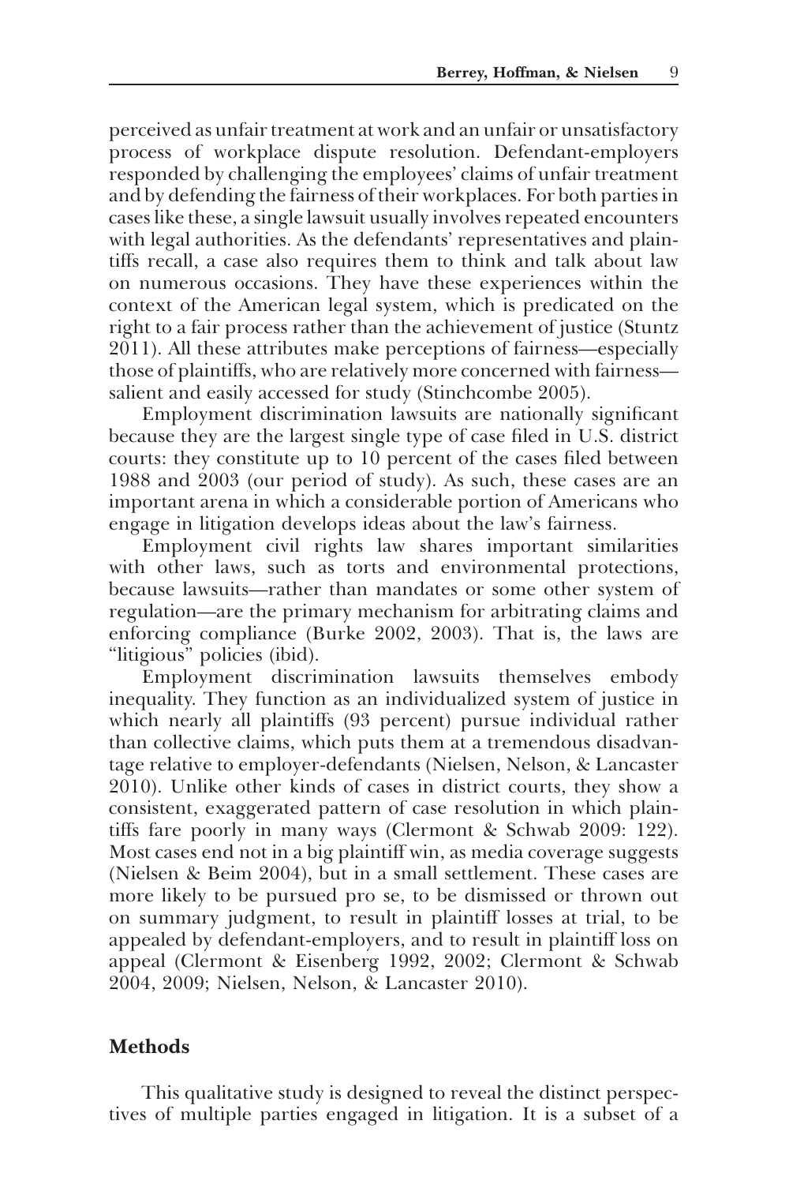perceived as unfair treatment at work and an unfair or unsatisfactory process of workplace dispute resolution. Defendant-employers responded by challenging the employees' claims of unfair treatment and by defending the fairness of their workplaces. For both parties in cases like these, a single lawsuit usually involves repeated encounters with legal authorities. As the defendants' representatives and plaintiffs recall, a case also requires them to think and talk about law on numerous occasions. They have these experiences within the context of the American legal system, which is predicated on the right to a fair process rather than the achievement of justice (Stuntz 2011). All these attributes make perceptions of fairness—especially those of plaintiffs, who are relatively more concerned with fairness—salient and easily accessed for study (Stinchcombe 2005).

Employment discrimination lawsuits are nationally significant because they are the largest single type of case filed in U.S. district courts: they constitute up to 10 percent of the cases filed between 1988 and 2003 (our period of study). As such, these cases are an important arena in which a considerable portion of Americans who engage in litigation develops ideas about the law's fairness.

Employment civil rights law shares important similarities with other laws, such as torts and environmental protections, because lawsuits—rather than mandates or some other system of regulation—are the primary mechanism for arbitrating claims and enforcing compliance (Burke 2002, 2003). That is, the laws are "litigious" policies (ibid).

Employment discrimination lawsuits themselves embody inequality. They function as an individualized system of justice in which nearly all plaintiffs (93 percent) pursue individual rather than collective claims, which puts them at a tremendous disadvantage relative to employer-defendants (Nielsen, Nelson, & Lancaster 2010). Unlike other kinds of cases in district courts, they show a consistent, exaggerated pattern of case resolution in which plaintiffs fare poorly in many ways (Clermont & Schwab 2009: 122). Most cases end not in a big plaintiff win, as media coverage suggests (Nielsen & Beim 2004), but in a small settlement. These cases are more likely to be pursued pro se, to be dismissed or thrown out on summary judgment, to result in plaintiff losses at trial, to be appealed by defendant-employers, and to result in plaintiff loss on appeal (Clermont & Eisenberg 1992, 2002; Clermont & Schwab 2004, 2009; Nielsen, Nelson, & Lancaster 2010).

## Methods

This qualitative study is designed to reveal the distinct perspectives of multiple parties engaged in litigation. It is a subset of a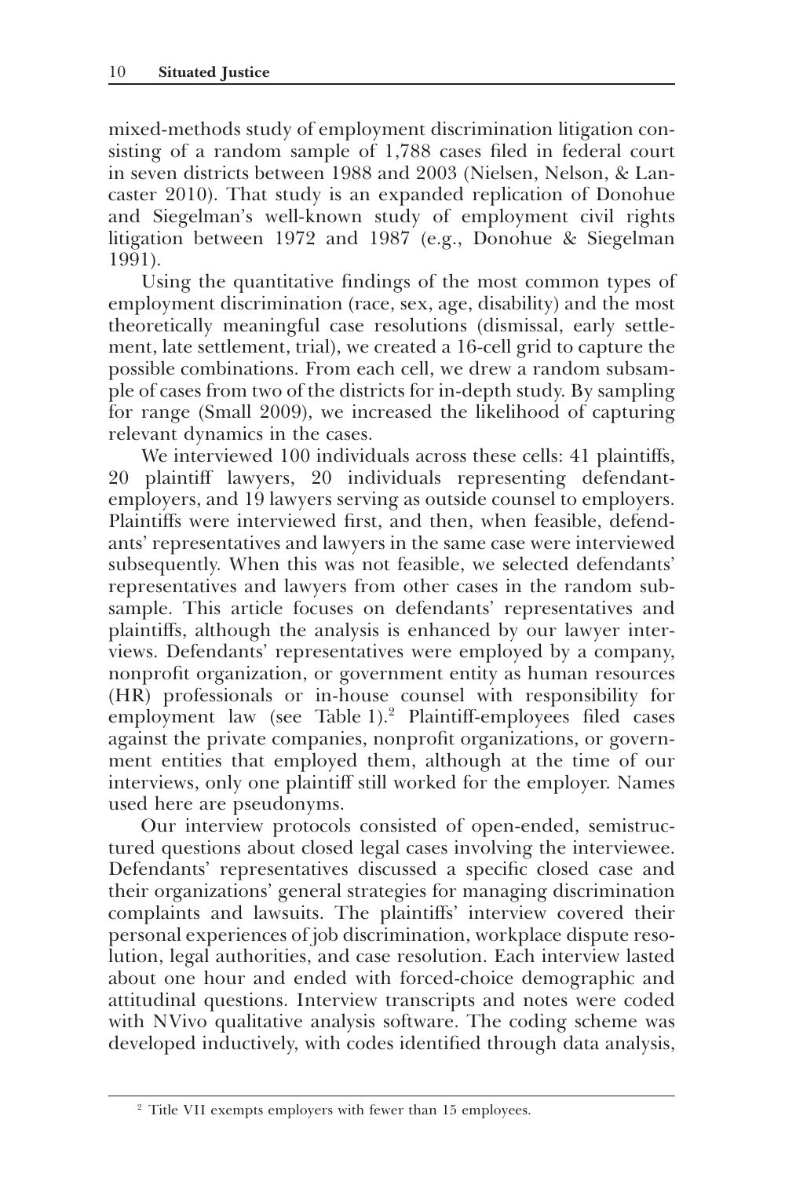mixed-methods study of employment discrimination litigation consisting of a random sample of 1,788 cases filed in federal court in seven districts between 1988 and 2003 (Nielsen, Nelson, & Lancaster 2010). That study is an expanded replication of Donohue and Siegelman's well-known study of employment civil rights litigation between 1972 and 1987 (e.g., Donohue & Siegelman 1991).

Using the quantitative findings of the most common types of employment discrimination (race, sex, age, disability) and the most theoretically meaningful case resolutions (dismissal, early settlement, late settlement, trial), we created a 16-cell grid to capture the possible combinations. From each cell, we drew a random subsample of cases from two of the districts for in-depth study. By sampling for range (Small 2009), we increased the likelihood of capturing relevant dynamics in the cases.

We interviewed 100 individuals across these cells: 41 plaintiffs, 20 plaintiff lawyers, 20 individuals representing defendant-employers, and 19 lawyers serving as outside counsel to employers. Plaintiffs were interviewed first, and then, when feasible, defendants' representatives and lawyers in the same case were interviewed subsequently. When this was not feasible, we selected defendants' representatives and lawyers from other cases in the random subsample. This article focuses on defendants' representatives and plaintiffs, although the analysis is enhanced by our lawyer interviews. Defendants' representatives were employed by a company, nonprofit organization, or government entity as human resources (HR) professionals or in-house counsel with responsibility for employment law (see Table 1).[2] Plaintiff-employees filed cases against the private companies, nonprofit organizations, or government entities that employed them, although at the time of our interviews, only one plaintiff still worked for the employer. Names used here are pseudonyms.

Our interview protocols consisted of open-ended, semistructured questions about closed legal cases involving the interviewee. Defendants' representatives discussed a specific closed case and their organizations' general strategies for managing discrimination complaints and lawsuits. The plaintiffs' interview covered their personal experiences of job discrimination, workplace dispute resolution, legal authorities, and case resolution. Each interview lasted about one hour and ended with forced-choice demographic and attitudinal questions. Interview transcripts and notes were coded with NVivo qualitative analysis software. The coding scheme was developed inductively, with codes identified through data analysis,

[2] Title VII exempts employers with fewer than 15 employees.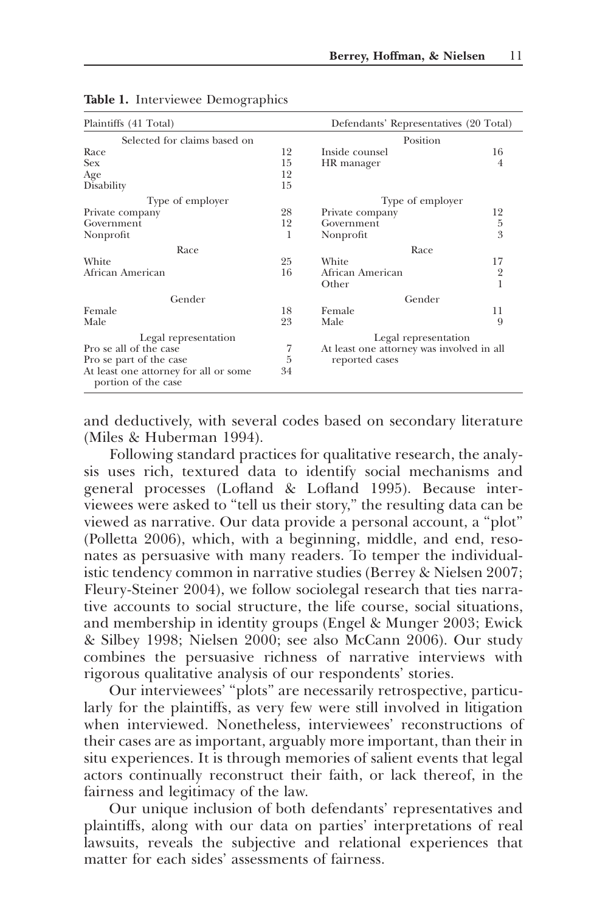**Table 1.** Interviewee Demographics

| Plaintiffs (41 Total) | | Defendants' Representatives (20 Total) | |
|---|---|---|---|
| Selected for claims based on | | Position | |
| Race | 12 | Inside counsel | 16 |
| Sex | 15 | HR manager | 4 |
| Age | 12 | | |
| Disability | 15 | | |
| Type of employer | | Type of employer | |
| Private company | 28 | Private company | 12 |
| Government | 12 | Government | 5 |
| Nonprofit | 1 | Nonprofit | 3 |
| Race | | Race | |
| White | 25 | White | 17 |
| African American | 16 | African American | 2 |
| | | Other | 1 |
| Gender | | Gender | |
| Female | 18 | Female | 11 |
| Male | 23 | Male | 9 |
| Legal representation | | Legal representation | |
| Pro se all of the case | 7 | At least one attorney was involved in all reported cases | |
| Pro se part of the case | 5 | | |
| At least one attorney for all or some portion of the case | 34 | | |

and deductively, with several codes based on secondary literature (Miles & Huberman 1994).

Following standard practices for qualitative research, the analysis uses rich, textured data to identify social mechanisms and general processes (Lofland & Lofland 1995). Because interviewees were asked to "tell us their story," the resulting data can be viewed as narrative. Our data provide a personal account, a "plot" (Polletta 2006), which, with a beginning, middle, and end, resonates as persuasive with many readers. To temper the individualistic tendency common in narrative studies (Berrey & Nielsen 2007; Fleury-Steiner 2004), we follow sociolegal research that ties narrative accounts to social structure, the life course, social situations, and membership in identity groups (Engel & Munger 2003; Ewick & Silbey 1998; Nielsen 2000; see also McCann 2006). Our study combines the persuasive richness of narrative interviews with rigorous qualitative analysis of our respondents' stories.

Our interviewees' "plots" are necessarily retrospective, particularly for the plaintiffs, as very few were still involved in litigation when interviewed. Nonetheless, interviewees' reconstructions of their cases are as important, arguably more important, than their in situ experiences. It is through memories of salient events that legal actors continually reconstruct their faith, or lack thereof, in the fairness and legitimacy of the law.

Our unique inclusion of both defendants' representatives and plaintiffs, along with our data on parties' interpretations of real lawsuits, reveals the subjective and relational experiences that matter for each sides' assessments of fairness.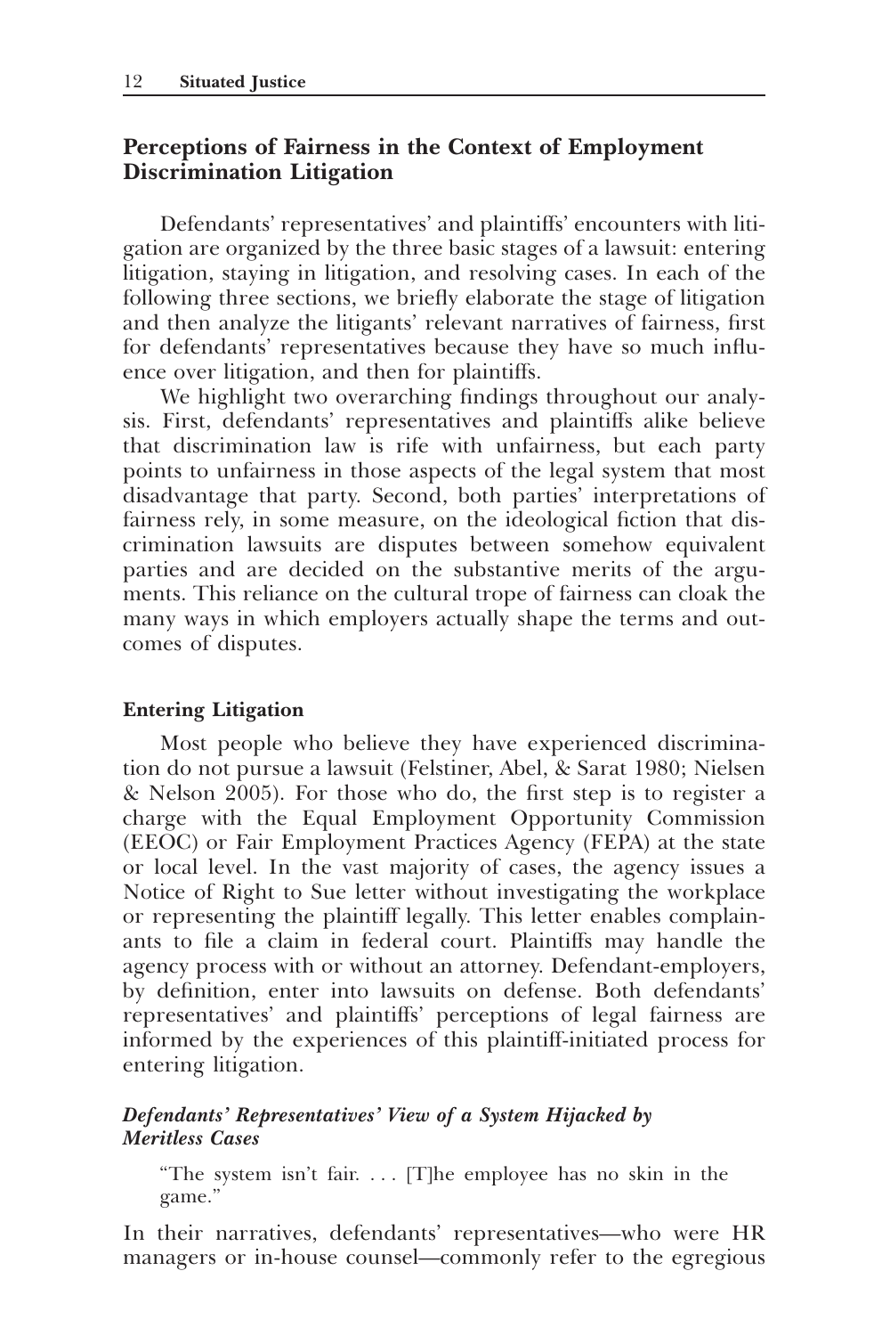## Perceptions of Fairness in the Context of Employment Discrimination Litigation

Defendants' representatives' and plaintiffs' encounters with litigation are organized by the three basic stages of a lawsuit: entering litigation, staying in litigation, and resolving cases. In each of the following three sections, we briefly elaborate the stage of litigation and then analyze the litigants' relevant narratives of fairness, first for defendants' representatives because they have so much influence over litigation, and then for plaintiffs.

We highlight two overarching findings throughout our analysis. First, defendants' representatives and plaintiffs alike believe that discrimination law is rife with unfairness, but each party points to unfairness in those aspects of the legal system that most disadvantage that party. Second, both parties' interpretations of fairness rely, in some measure, on the ideological fiction that discrimination lawsuits are disputes between somehow equivalent parties and are decided on the substantive merits of the arguments. This reliance on the cultural trope of fairness can cloak the many ways in which employers actually shape the terms and outcomes of disputes.

### Entering Litigation

Most people who believe they have experienced discrimination do not pursue a lawsuit (Felstiner, Abel, & Sarat 1980; Nielsen & Nelson 2005). For those who do, the first step is to register a charge with the Equal Employment Opportunity Commission (EEOC) or Fair Employment Practices Agency (FEPA) at the state or local level. In the vast majority of cases, the agency issues a Notice of Right to Sue letter without investigating the workplace or representing the plaintiff legally. This letter enables complainants to file a claim in federal court. Plaintiffs may handle the agency process with or without an attorney. Defendant-employers, by definition, enter into lawsuits on defense. Both defendants' representatives' and plaintiffs' perceptions of legal fairness are informed by the experiences of this plaintiff-initiated process for entering litigation.

#### *Defendants' Representatives' View of a System Hijacked by Meritless Cases*

> "The system isn't fair. . . . [T]he employee has no skin in the game."

In their narratives, defendants' representatives—who were HR managers or in-house counsel—commonly refer to the egregious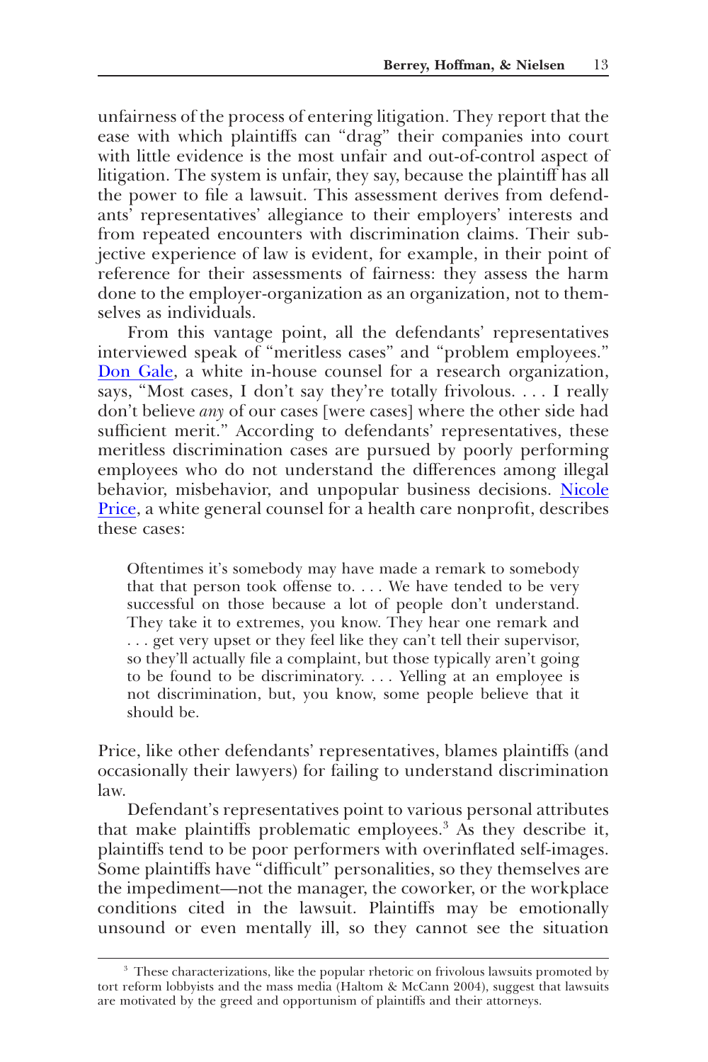unfairness of the process of entering litigation. They report that the ease with which plaintiffs can "drag" their companies into court with little evidence is the most unfair and out-of-control aspect of litigation. The system is unfair, they say, because the plaintiff has all the power to file a lawsuit. This assessment derives from defendants' representatives' allegiance to their employers' interests and from repeated encounters with discrimination claims. Their subjective experience of law is evident, for example, in their point of reference for their assessments of fairness: they assess the harm done to the employer-organization as an organization, not to themselves as individuals.

From this vantage point, all the defendants' representatives interviewed speak of "meritless cases" and "problem employees." Don Gale, a white in-house counsel for a research organization, says, "Most cases, I don't say they're totally frivolous. . . . I really don't believe *any* of our cases [were cases] where the other side had sufficient merit." According to defendants' representatives, these meritless discrimination cases are pursued by poorly performing employees who do not understand the differences among illegal behavior, misbehavior, and unpopular business decisions. Nicole Price, a white general counsel for a health care nonprofit, describes these cases:

> Oftentimes it's somebody may have made a remark to somebody that that person took offense to. . . . We have tended to be very successful on those because a lot of people don't understand. They take it to extremes, you know. They hear one remark and . . . get very upset or they feel like they can't tell their supervisor, so they'll actually file a complaint, but those typically aren't going to be found to be discriminatory. . . . Yelling at an employee is not discrimination, but, you know, some people believe that it should be.

Price, like other defendants' representatives, blames plaintiffs (and occasionally their lawyers) for failing to understand discrimination law.

Defendant's representatives point to various personal attributes that make plaintiffs problematic employees.[3] As they describe it, plaintiffs tend to be poor performers with overinflated self-images. Some plaintiffs have "difficult" personalities, so they themselves are the impediment—not the manager, the coworker, or the workplace conditions cited in the lawsuit. Plaintiffs may be emotionally unsound or even mentally ill, so they cannot see the situation

---

[3] These characterizations, like the popular rhetoric on frivolous lawsuits promoted by tort reform lobbyists and the mass media (Haltom & McCann 2004), suggest that lawsuits are motivated by the greed and opportunism of plaintiffs and their attorneys.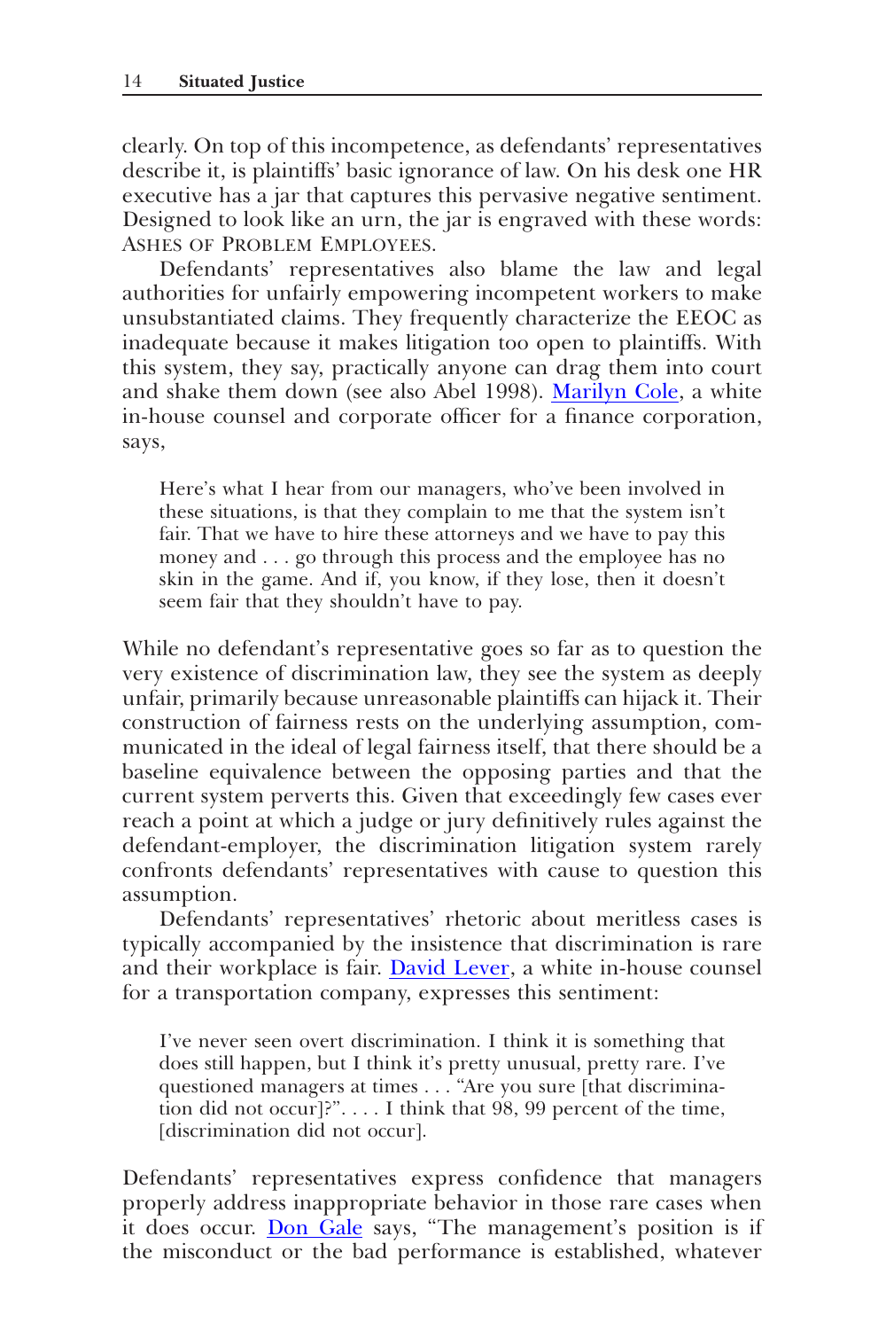clearly. On top of this incompetence, as defendants' representatives describe it, is plaintiffs' basic ignorance of law. On his desk one HR executive has a jar that captures this pervasive negative sentiment. Designed to look like an urn, the jar is engraved with these words: Ashes of Problem Employees.

Defendants' representatives also blame the law and legal authorities for unfairly empowering incompetent workers to make unsubstantiated claims. They frequently characterize the EEOC as inadequate because it makes litigation too open to plaintiffs. With this system, they say, practically anyone can drag them into court and shake them down (see also Abel 1998). Marilyn Cole, a white in-house counsel and corporate officer for a finance corporation, says,

> Here's what I hear from our managers, who've been involved in these situations, is that they complain to me that the system isn't fair. That we have to hire these attorneys and we have to pay this money and . . . go through this process and the employee has no skin in the game. And if, you know, if they lose, then it doesn't seem fair that they shouldn't have to pay.

While no defendant's representative goes so far as to question the very existence of discrimination law, they see the system as deeply unfair, primarily because unreasonable plaintiffs can hijack it. Their construction of fairness rests on the underlying assumption, communicated in the ideal of legal fairness itself, that there should be a baseline equivalence between the opposing parties and that the current system perverts this. Given that exceedingly few cases ever reach a point at which a judge or jury definitively rules against the defendant-employer, the discrimination litigation system rarely confronts defendants' representatives with cause to question this assumption.

Defendants' representatives' rhetoric about meritless cases is typically accompanied by the insistence that discrimination is rare and their workplace is fair. David Lever, a white in-house counsel for a transportation company, expresses this sentiment:

> I've never seen overt discrimination. I think it is something that does still happen, but I think it's pretty unusual, pretty rare. I've questioned managers at times . . . "Are you sure [that discrimination did not occur]?". . . . I think that 98, 99 percent of the time, [discrimination did not occur].

Defendants' representatives express confidence that managers properly address inappropriate behavior in those rare cases when it does occur. Don Gale says, "The management's position is if the misconduct or the bad performance is established, whatever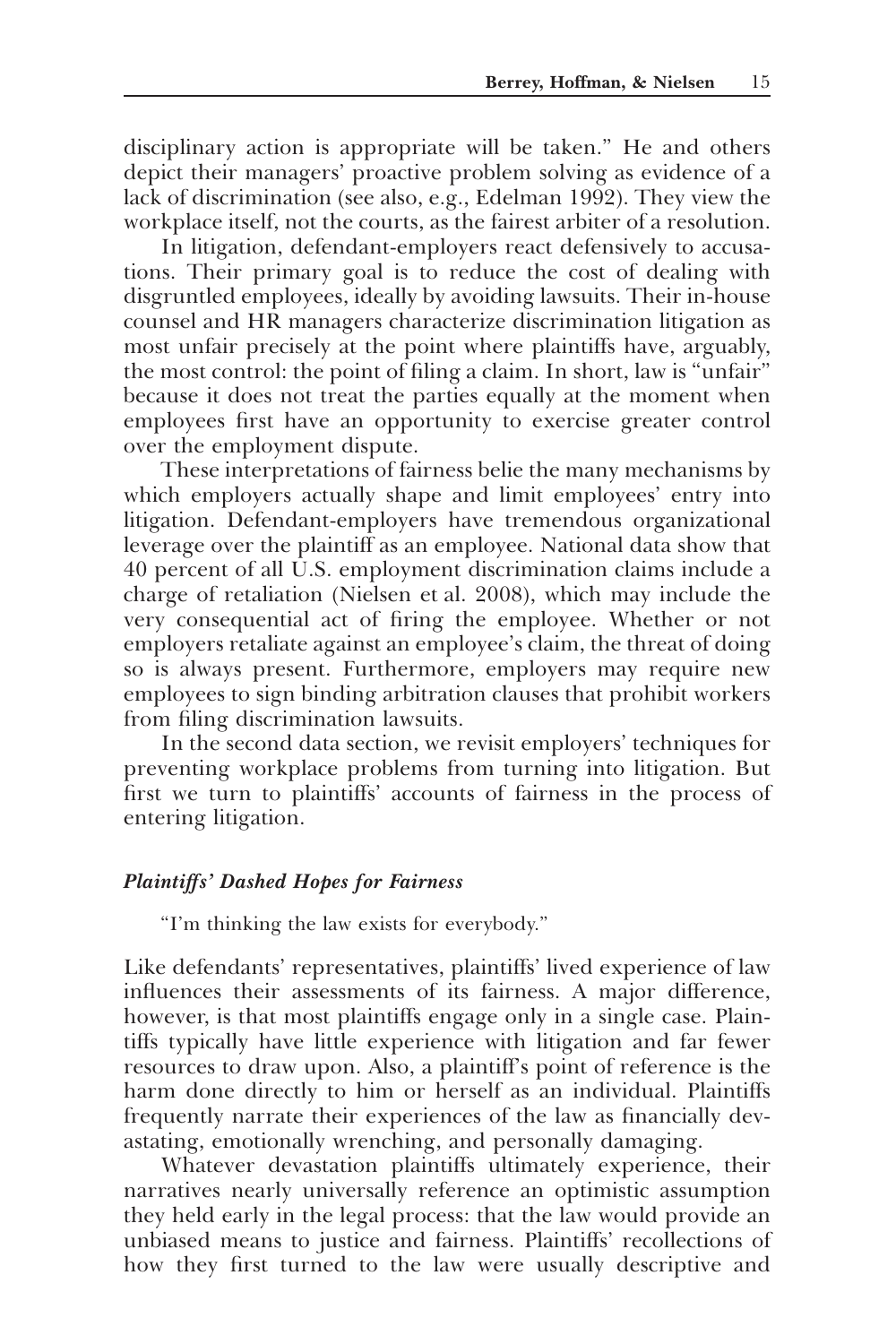disciplinary action is appropriate will be taken." He and others depict their managers' proactive problem solving as evidence of a lack of discrimination (see also, e.g., Edelman 1992). They view the workplace itself, not the courts, as the fairest arbiter of a resolution.

In litigation, defendant-employers react defensively to accusations. Their primary goal is to reduce the cost of dealing with disgruntled employees, ideally by avoiding lawsuits. Their in-house counsel and HR managers characterize discrimination litigation as most unfair precisely at the point where plaintiffs have, arguably, the most control: the point of filing a claim. In short, law is "unfair" because it does not treat the parties equally at the moment when employees first have an opportunity to exercise greater control over the employment dispute.

These interpretations of fairness belie the many mechanisms by which employers actually shape and limit employees' entry into litigation. Defendant-employers have tremendous organizational leverage over the plaintiff as an employee. National data show that 40 percent of all U.S. employment discrimination claims include a charge of retaliation (Nielsen et al. 2008), which may include the very consequential act of firing the employee. Whether or not employers retaliate against an employee's claim, the threat of doing so is always present. Furthermore, employers may require new employees to sign binding arbitration clauses that prohibit workers from filing discrimination lawsuits.

In the second data section, we revisit employers' techniques for preventing workplace problems from turning into litigation. But first we turn to plaintiffs' accounts of fairness in the process of entering litigation.

### *Plaintiffs' Dashed Hopes for Fairness*

"I'm thinking the law exists for everybody."

Like defendants' representatives, plaintiffs' lived experience of law influences their assessments of its fairness. A major difference, however, is that most plaintiffs engage only in a single case. Plaintiffs typically have little experience with litigation and far fewer resources to draw upon. Also, a plaintiff's point of reference is the harm done directly to him or herself as an individual. Plaintiffs frequently narrate their experiences of the law as financially devastating, emotionally wrenching, and personally damaging.

Whatever devastation plaintiffs ultimately experience, their narratives nearly universally reference an optimistic assumption they held early in the legal process: that the law would provide an unbiased means to justice and fairness. Plaintiffs' recollections of how they first turned to the law were usually descriptive and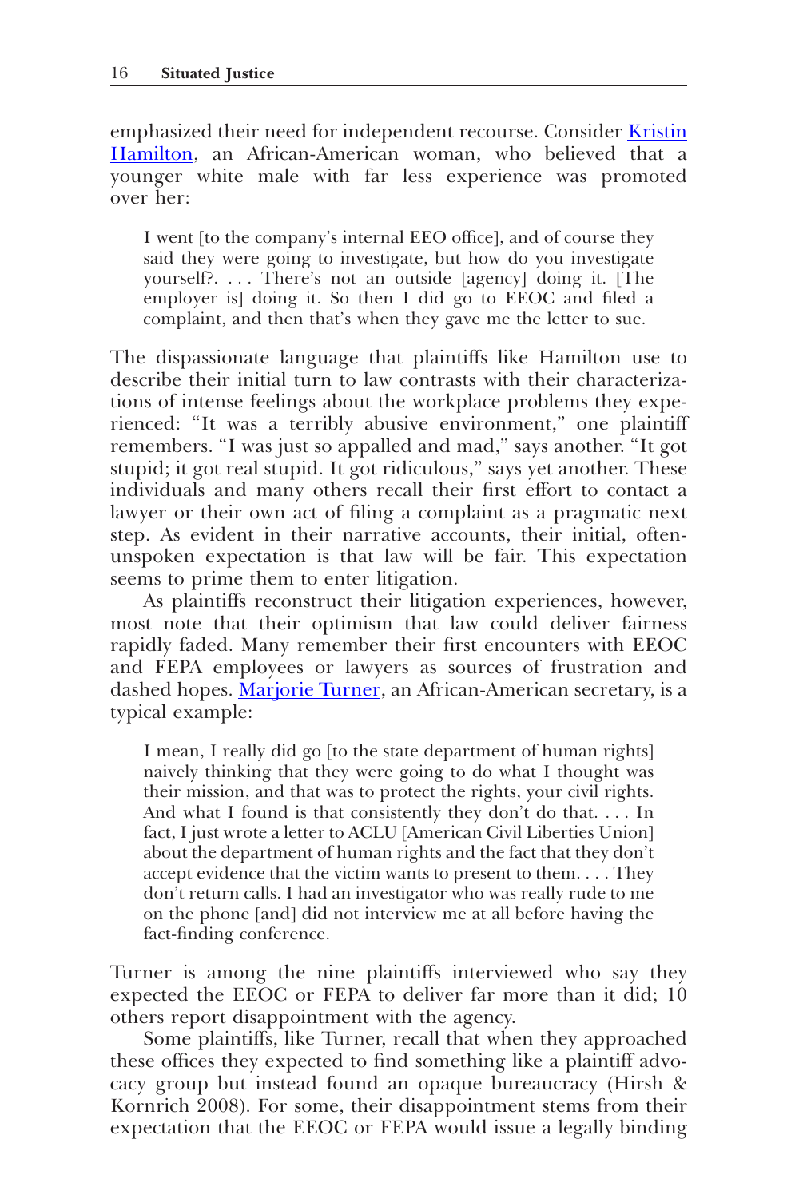emphasized their need for independent recourse. Consider Kristin Hamilton, an African-American woman, who believed that a younger white male with far less experience was promoted over her:

> I went [to the company's internal EEO office], and of course they said they were going to investigate, but how do you investigate yourself?. . . . There's not an outside [agency] doing it. [The employer is] doing it. So then I did go to EEOC and filed a complaint, and then that's when they gave me the letter to sue.

The dispassionate language that plaintiffs like Hamilton use to describe their initial turn to law contrasts with their characterizations of intense feelings about the workplace problems they experienced: "It was a terribly abusive environment," one plaintiff remembers. "I was just so appalled and mad," says another. "It got stupid; it got real stupid. It got ridiculous," says yet another. These individuals and many others recall their first effort to contact a lawyer or their own act of filing a complaint as a pragmatic next step. As evident in their narrative accounts, their initial, often-unspoken expectation is that law will be fair. This expectation seems to prime them to enter litigation.

As plaintiffs reconstruct their litigation experiences, however, most note that their optimism that law could deliver fairness rapidly faded. Many remember their first encounters with EEOC and FEPA employees or lawyers as sources of frustration and dashed hopes. Marjorie Turner, an African-American secretary, is a typical example:

> I mean, I really did go [to the state department of human rights] naively thinking that they were going to do what I thought was their mission, and that was to protect the rights, your civil rights. And what I found is that consistently they don't do that. . . . In fact, I just wrote a letter to ACLU [American Civil Liberties Union] about the department of human rights and the fact that they don't accept evidence that the victim wants to present to them. . . . They don't return calls. I had an investigator who was really rude to me on the phone [and] did not interview me at all before having the fact-finding conference.

Turner is among the nine plaintiffs interviewed who say they expected the EEOC or FEPA to deliver far more than it did; 10 others report disappointment with the agency.

Some plaintiffs, like Turner, recall that when they approached these offices they expected to find something like a plaintiff advocacy group but instead found an opaque bureaucracy (Hirsh & Kornrich 2008). For some, their disappointment stems from their expectation that the EEOC or FEPA would issue a legally binding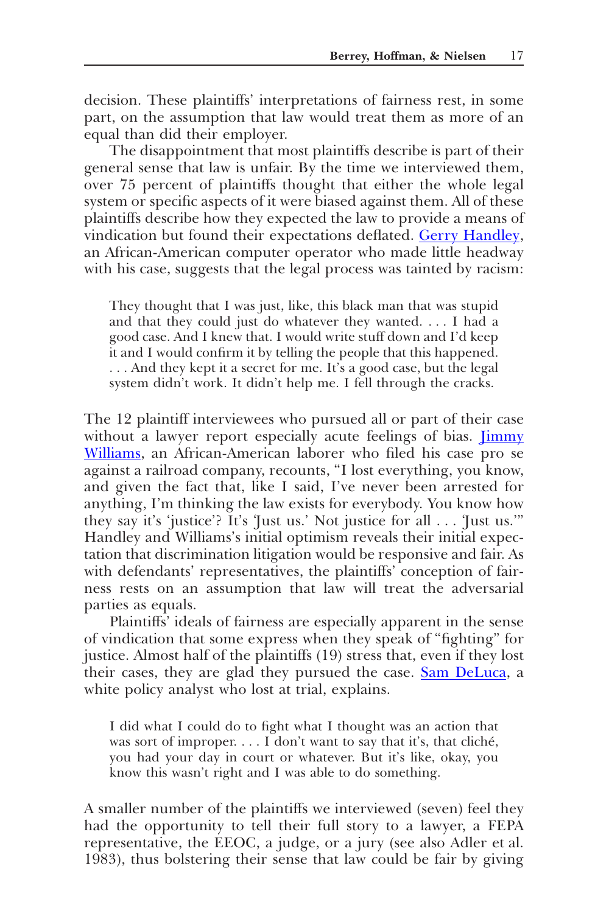decision. These plaintiffs' interpretations of fairness rest, in some part, on the assumption that law would treat them as more of an equal than did their employer.

The disappointment that most plaintiffs describe is part of their general sense that law is unfair. By the time we interviewed them, over 75 percent of plaintiffs thought that either the whole legal system or specific aspects of it were biased against them. All of these plaintiffs describe how they expected the law to provide a means of vindication but found their expectations deflated. Gerry Handley, an African-American computer operator who made little headway with his case, suggests that the legal process was tainted by racism:

> They thought that I was just, like, this black man that was stupid and that they could just do whatever they wanted. . . . I had a good case. And I knew that. I would write stuff down and I'd keep it and I would confirm it by telling the people that this happened. . . . And they kept it a secret for me. It's a good case, but the legal system didn't work. It didn't help me. I fell through the cracks.

The 12 plaintiff interviewees who pursued all or part of their case without a lawyer report especially acute feelings of bias. Jimmy Williams, an African-American laborer who filed his case pro se against a railroad company, recounts, "I lost everything, you know, and given the fact that, like I said, I've never been arrested for anything, I'm thinking the law exists for everybody. You know how they say it's 'justice'? It's 'Just us.' Not justice for all . . . 'Just us.'" Handley and Williams's initial optimism reveals their initial expectation that discrimination litigation would be responsive and fair. As with defendants' representatives, the plaintiffs' conception of fairness rests on an assumption that law will treat the adversarial parties as equals.

Plaintiffs' ideals of fairness are especially apparent in the sense of vindication that some express when they speak of "fighting" for justice. Almost half of the plaintiffs (19) stress that, even if they lost their cases, they are glad they pursued the case. Sam DeLuca, a white policy analyst who lost at trial, explains.

> I did what I could do to fight what I thought was an action that was sort of improper. . . . I don't want to say that it's, that cliché, you had your day in court or whatever. But it's like, okay, you know this wasn't right and I was able to do something.

A smaller number of the plaintiffs we interviewed (seven) feel they had the opportunity to tell their full story to a lawyer, a FEPA representative, the EEOC, a judge, or a jury (see also Adler et al. 1983), thus bolstering their sense that law could be fair by giving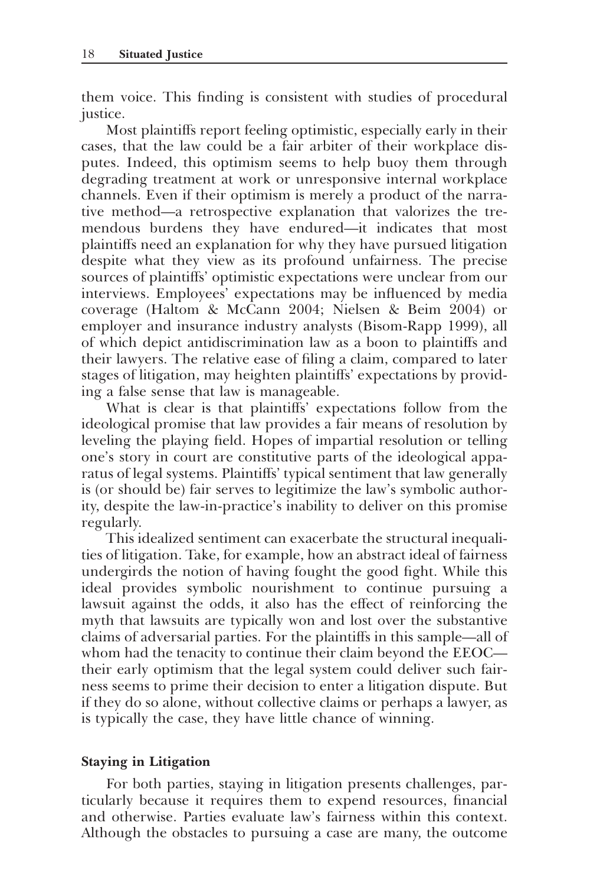them voice. This finding is consistent with studies of procedural justice.

Most plaintiffs report feeling optimistic, especially early in their cases, that the law could be a fair arbiter of their workplace disputes. Indeed, this optimism seems to help buoy them through degrading treatment at work or unresponsive internal workplace channels. Even if their optimism is merely a product of the narrative method—a retrospective explanation that valorizes the tremendous burdens they have endured—it indicates that most plaintiffs need an explanation for why they have pursued litigation despite what they view as its profound unfairness. The precise sources of plaintiffs' optimistic expectations were unclear from our interviews. Employees' expectations may be influenced by media coverage (Haltom & McCann 2004; Nielsen & Beim 2004) or employer and insurance industry analysts (Bisom-Rapp 1999), all of which depict antidiscrimination law as a boon to plaintiffs and their lawyers. The relative ease of filing a claim, compared to later stages of litigation, may heighten plaintiffs' expectations by providing a false sense that law is manageable.

What is clear is that plaintiffs' expectations follow from the ideological promise that law provides a fair means of resolution by leveling the playing field. Hopes of impartial resolution or telling one's story in court are constitutive parts of the ideological apparatus of legal systems. Plaintiffs' typical sentiment that law generally is (or should be) fair serves to legitimize the law's symbolic authority, despite the law-in-practice's inability to deliver on this promise regularly.

This idealized sentiment can exacerbate the structural inequalities of litigation. Take, for example, how an abstract ideal of fairness undergirds the notion of having fought the good fight. While this ideal provides symbolic nourishment to continue pursuing a lawsuit against the odds, it also has the effect of reinforcing the myth that lawsuits are typically won and lost over the substantive claims of adversarial parties. For the plaintiffs in this sample—all of whom had the tenacity to continue their claim beyond the EEOC—their early optimism that the legal system could deliver such fairness seems to prime their decision to enter a litigation dispute. But if they do so alone, without collective claims or perhaps a lawyer, as is typically the case, they have little chance of winning.

#### Staying in Litigation

For both parties, staying in litigation presents challenges, particularly because it requires them to expend resources, financial and otherwise. Parties evaluate law's fairness within this context. Although the obstacles to pursuing a case are many, the outcome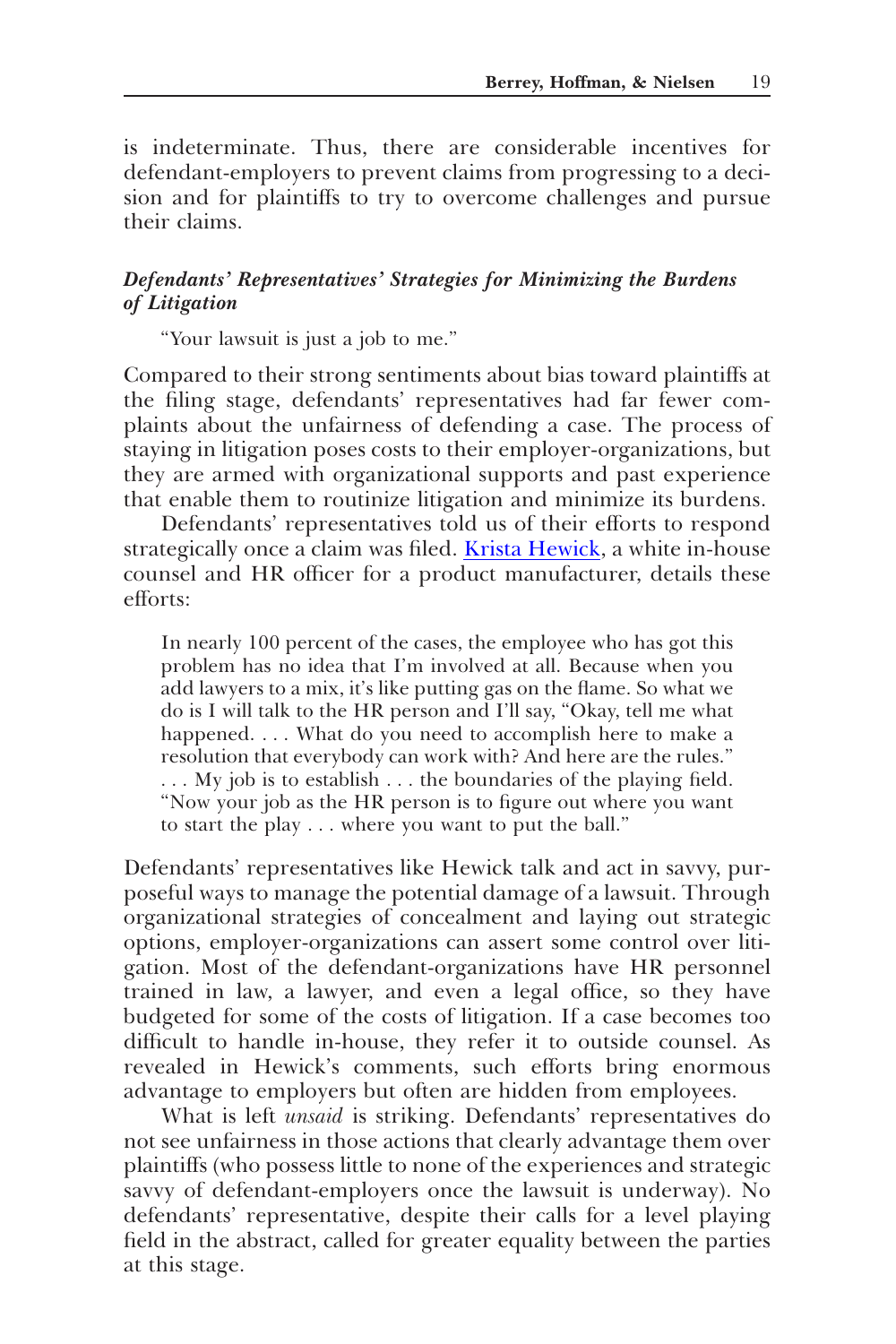is indeterminate. Thus, there are considerable incentives for defendant-employers to prevent claims from progressing to a decision and for plaintiffs to try to overcome challenges and pursue their claims.

### *Defendants' Representatives' Strategies for Minimizing the Burdens of Litigation*

"Your lawsuit is just a job to me."

Compared to their strong sentiments about bias toward plaintiffs at the filing stage, defendants' representatives had far fewer complaints about the unfairness of defending a case. The process of staying in litigation poses costs to their employer-organizations, but they are armed with organizational supports and past experience that enable them to routinize litigation and minimize its burdens.

Defendants' representatives told us of their efforts to respond strategically once a claim was filed. Krista Hewick, a white in-house counsel and HR officer for a product manufacturer, details these efforts:

> In nearly 100 percent of the cases, the employee who has got this problem has no idea that I'm involved at all. Because when you add lawyers to a mix, it's like putting gas on the flame. So what we do is I will talk to the HR person and I'll say, "Okay, tell me what happened. . . . What do you need to accomplish here to make a resolution that everybody can work with? And here are the rules." . . . My job is to establish . . . the boundaries of the playing field. "Now your job as the HR person is to figure out where you want to start the play . . . where you want to put the ball."

Defendants' representatives like Hewick talk and act in savvy, purposeful ways to manage the potential damage of a lawsuit. Through organizational strategies of concealment and laying out strategic options, employer-organizations can assert some control over litigation. Most of the defendant-organizations have HR personnel trained in law, a lawyer, and even a legal office, so they have budgeted for some of the costs of litigation. If a case becomes too difficult to handle in-house, they refer it to outside counsel. As revealed in Hewick's comments, such efforts bring enormous advantage to employers but often are hidden from employees.

What is left *unsaid* is striking. Defendants' representatives do not see unfairness in those actions that clearly advantage them over plaintiffs (who possess little to none of the experiences and strategic savvy of defendant-employers once the lawsuit is underway). No defendants' representative, despite their calls for a level playing field in the abstract, called for greater equality between the parties at this stage.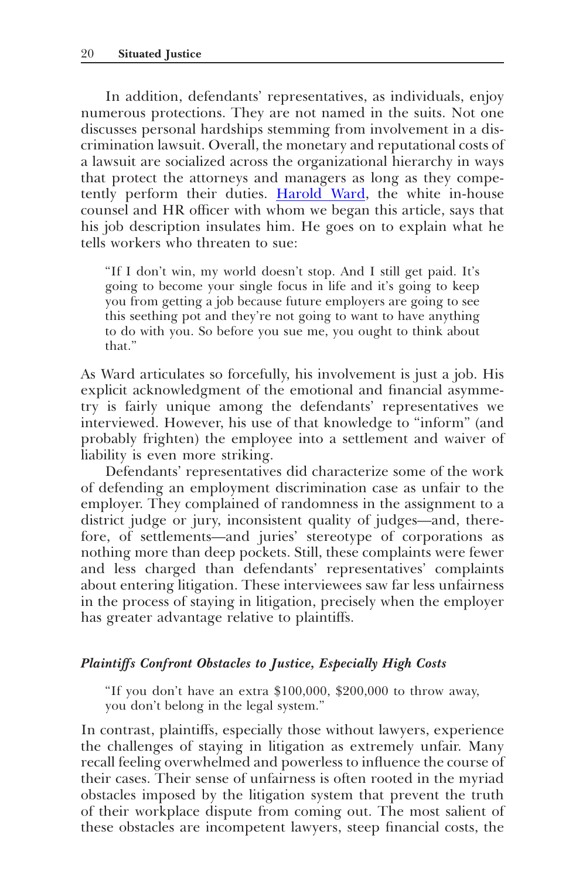In addition, defendants' representatives, as individuals, enjoy numerous protections. They are not named in the suits. Not one discusses personal hardships stemming from involvement in a discrimination lawsuit. Overall, the monetary and reputational costs of a lawsuit are socialized across the organizational hierarchy in ways that protect the attorneys and managers as long as they competently perform their duties. Harold Ward, the white in-house counsel and HR officer with whom we began this article, says that his job description insulates him. He goes on to explain what he tells workers who threaten to sue:

> "If I don't win, my world doesn't stop. And I still get paid. It's going to become your single focus in life and it's going to keep you from getting a job because future employers are going to see this seething pot and they're not going to want to have anything to do with you. So before you sue me, you ought to think about that."

As Ward articulates so forcefully, his involvement is just a job. His explicit acknowledgment of the emotional and financial asymmetry is fairly unique among the defendants' representatives we interviewed. However, his use of that knowledge to "inform" (and probably frighten) the employee into a settlement and waiver of liability is even more striking.

Defendants' representatives did characterize some of the work of defending an employment discrimination case as unfair to the employer. They complained of randomness in the assignment to a district judge or jury, inconsistent quality of judges—and, therefore, of settlements—and juries' stereotype of corporations as nothing more than deep pockets. Still, these complaints were fewer and less charged than defendants' representatives' complaints about entering litigation. These interviewees saw far less unfairness in the process of staying in litigation, precisely when the employer has greater advantage relative to plaintiffs.

### *Plaintiffs Confront Obstacles to Justice, Especially High Costs*

> "If you don't have an extra $100,000, $200,000 to throw away, you don't belong in the legal system."

In contrast, plaintiffs, especially those without lawyers, experience the challenges of staying in litigation as extremely unfair. Many recall feeling overwhelmed and powerless to influence the course of their cases. Their sense of unfairness is often rooted in the myriad obstacles imposed by the litigation system that prevent the truth of their workplace dispute from coming out. The most salient of these obstacles are incompetent lawyers, steep financial costs, the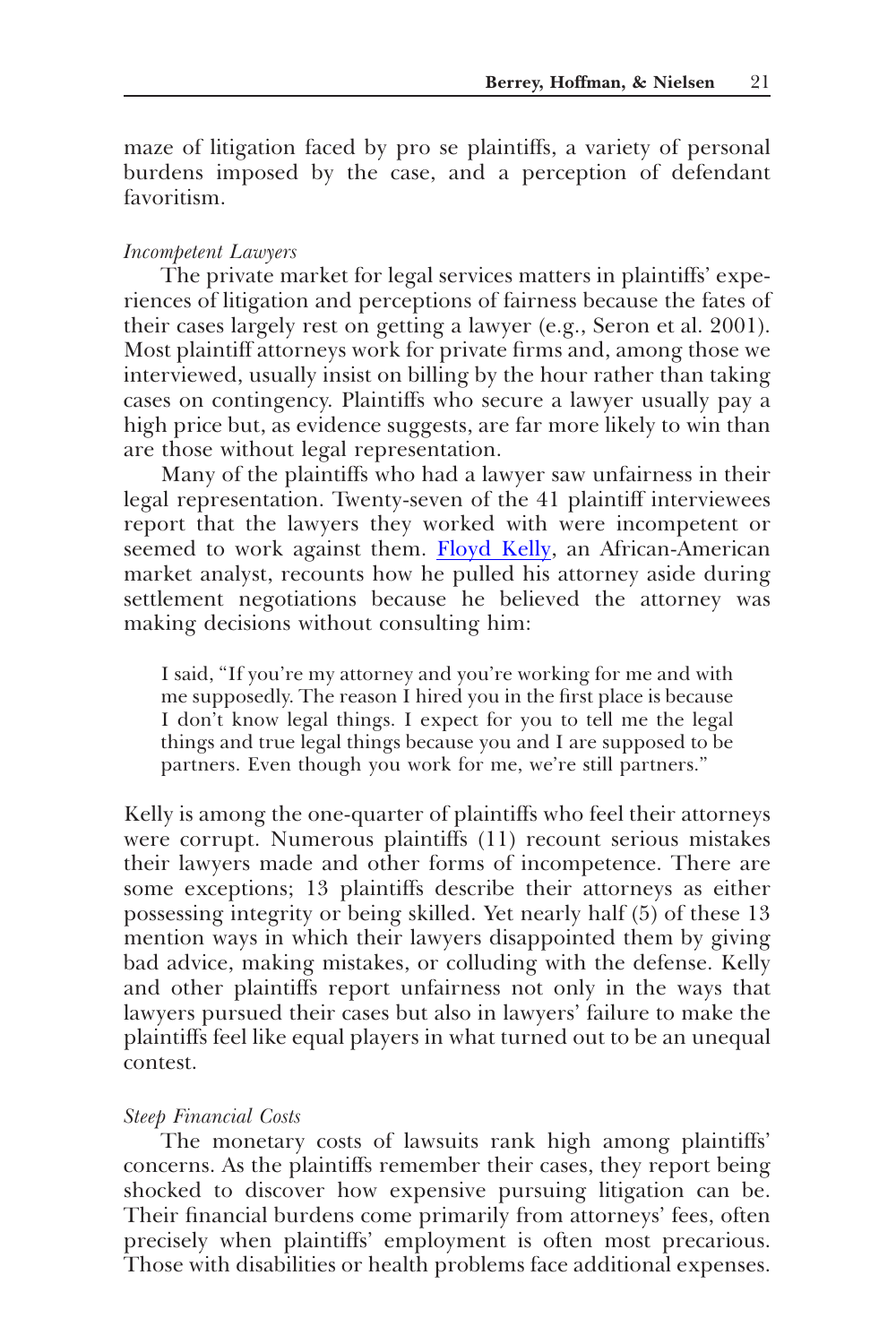maze of litigation faced by pro se plaintiffs, a variety of personal burdens imposed by the case, and a perception of defendant favoritism.

*Incompetent Lawyers*

The private market for legal services matters in plaintiffs' experiences of litigation and perceptions of fairness because the fates of their cases largely rest on getting a lawyer (e.g., Seron et al. 2001). Most plaintiff attorneys work for private firms and, among those we interviewed, usually insist on billing by the hour rather than taking cases on contingency. Plaintiffs who secure a lawyer usually pay a high price but, as evidence suggests, are far more likely to win than are those without legal representation.

Many of the plaintiffs who had a lawyer saw unfairness in their legal representation. Twenty-seven of the 41 plaintiff interviewees report that the lawyers they worked with were incompetent or seemed to work against them. Floyd Kelly, an African-American market analyst, recounts how he pulled his attorney aside during settlement negotiations because he believed the attorney was making decisions without consulting him:

> I said, "If you're my attorney and you're working for me and with me supposedly. The reason I hired you in the first place is because I don't know legal things. I expect for you to tell me the legal things and true legal things because you and I are supposed to be partners. Even though you work for me, we're still partners."

Kelly is among the one-quarter of plaintiffs who feel their attorneys were corrupt. Numerous plaintiffs (11) recount serious mistakes their lawyers made and other forms of incompetence. There are some exceptions; 13 plaintiffs describe their attorneys as either possessing integrity or being skilled. Yet nearly half (5) of these 13 mention ways in which their lawyers disappointed them by giving bad advice, making mistakes, or colluding with the defense. Kelly and other plaintiffs report unfairness not only in the ways that lawyers pursued their cases but also in lawyers' failure to make the plaintiffs feel like equal players in what turned out to be an unequal contest.

*Steep Financial Costs*

The monetary costs of lawsuits rank high among plaintiffs' concerns. As the plaintiffs remember their cases, they report being shocked to discover how expensive pursuing litigation can be. Their financial burdens come primarily from attorneys' fees, often precisely when plaintiffs' employment is often most precarious. Those with disabilities or health problems face additional expenses.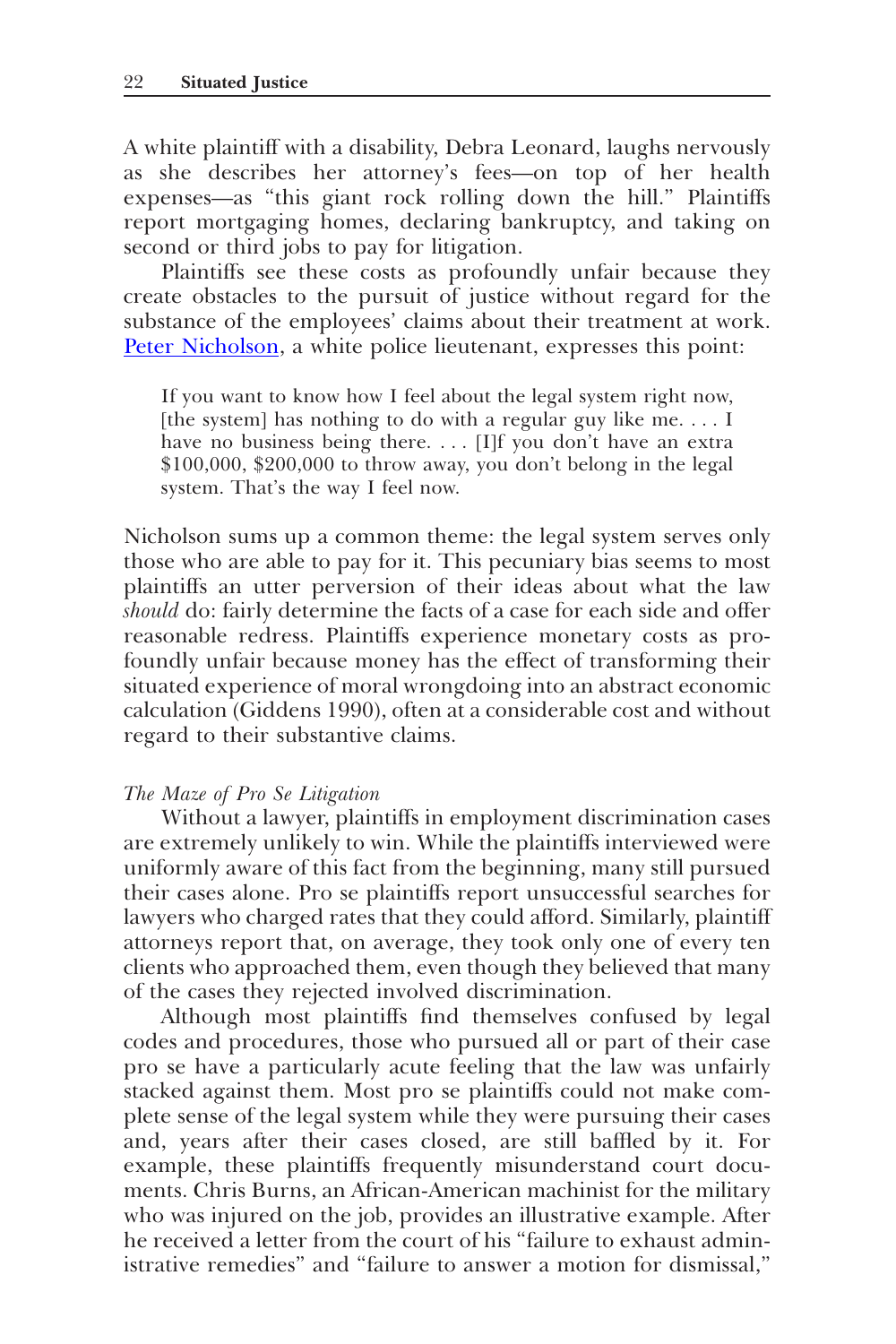A white plaintiff with a disability, Debra Leonard, laughs nervously as she describes her attorney's fees—on top of her health expenses—as "this giant rock rolling down the hill." Plaintiffs report mortgaging homes, declaring bankruptcy, and taking on second or third jobs to pay for litigation.

Plaintiffs see these costs as profoundly unfair because they create obstacles to the pursuit of justice without regard for the substance of the employees' claims about their treatment at work. Peter Nicholson, a white police lieutenant, expresses this point:

> If you want to know how I feel about the legal system right now, [the system] has nothing to do with a regular guy like me. . . . I have no business being there. . . . [I]f you don't have an extra $100,000, $200,000 to throw away, you don't belong in the legal system. That's the way I feel now.

Nicholson sums up a common theme: the legal system serves only those who are able to pay for it. This pecuniary bias seems to most plaintiffs an utter perversion of their ideas about what the law *should* do: fairly determine the facts of a case for each side and offer reasonable redress. Plaintiffs experience monetary costs as profoundly unfair because money has the effect of transforming their situated experience of moral wrongdoing into an abstract economic calculation (Giddens 1990), often at a considerable cost and without regard to their substantive claims.

*The Maze of Pro Se Litigation*

Without a lawyer, plaintiffs in employment discrimination cases are extremely unlikely to win. While the plaintiffs interviewed were uniformly aware of this fact from the beginning, many still pursued their cases alone. Pro se plaintiffs report unsuccessful searches for lawyers who charged rates that they could afford. Similarly, plaintiff attorneys report that, on average, they took only one of every ten clients who approached them, even though they believed that many of the cases they rejected involved discrimination.

Although most plaintiffs find themselves confused by legal codes and procedures, those who pursued all or part of their case pro se have a particularly acute feeling that the law was unfairly stacked against them. Most pro se plaintiffs could not make complete sense of the legal system while they were pursuing their cases and, years after their cases closed, are still baffled by it. For example, these plaintiffs frequently misunderstand court documents. Chris Burns, an African-American machinist for the military who was injured on the job, provides an illustrative example. After he received a letter from the court of his "failure to exhaust administrative remedies" and "failure to answer a motion for dismissal,"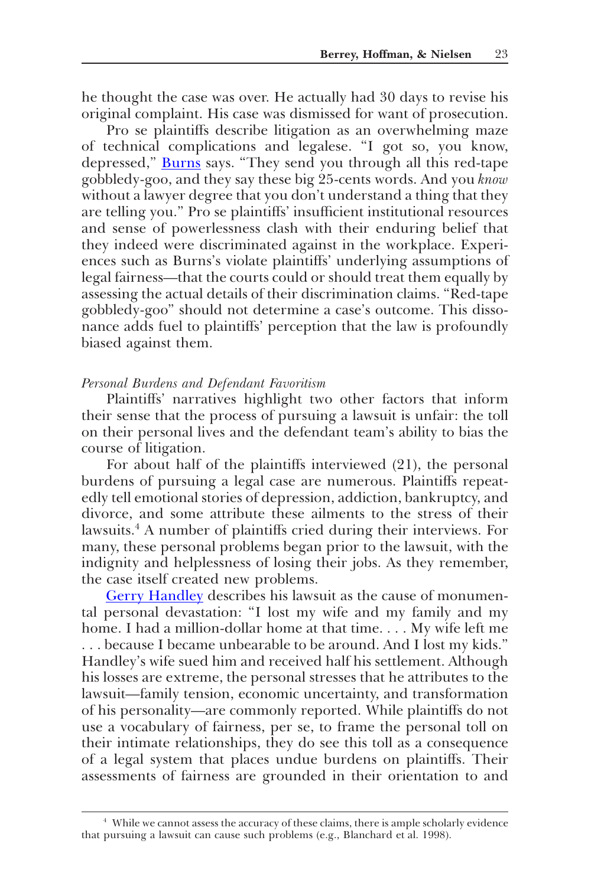he thought the case was over. He actually had 30 days to revise his original complaint. His case was dismissed for want of prosecution.

Pro se plaintiffs describe litigation as an overwhelming maze of technical complications and legalese. "I got so, you know, depressed," Burns says. "They send you through all this red-tape gobbledy-goo, and they say these big 25-cents words. And you *know* without a lawyer degree that you don't understand a thing that they are telling you." Pro se plaintiffs' insufficient institutional resources and sense of powerlessness clash with their enduring belief that they indeed were discriminated against in the workplace. Experiences such as Burns's violate plaintiffs' underlying assumptions of legal fairness—that the courts could or should treat them equally by assessing the actual details of their discrimination claims. "Red-tape gobbledy-goo" should not determine a case's outcome. This dissonance adds fuel to plaintiffs' perception that the law is profoundly biased against them.

*Personal Burdens and Defendant Favoritism*

Plaintiffs' narratives highlight two other factors that inform their sense that the process of pursuing a lawsuit is unfair: the toll on their personal lives and the defendant team's ability to bias the course of litigation.

For about half of the plaintiffs interviewed (21), the personal burdens of pursuing a legal case are numerous. Plaintiffs repeatedly tell emotional stories of depression, addiction, bankruptcy, and divorce, and some attribute these ailments to the stress of their lawsuits.[4] A number of plaintiffs cried during their interviews. For many, these personal problems began prior to the lawsuit, with the indignity and helplessness of losing their jobs. As they remember, the case itself created new problems.

Gerry Handley describes his lawsuit as the cause of monumental personal devastation: "I lost my wife and my family and my home. I had a million-dollar home at that time. . . . My wife left me . . . because I became unbearable to be around. And I lost my kids." Handley's wife sued him and received half his settlement. Although his losses are extreme, the personal stresses that he attributes to the lawsuit—family tension, economic uncertainty, and transformation of his personality—are commonly reported. While plaintiffs do not use a vocabulary of fairness, per se, to frame the personal toll on their intimate relationships, they do see this toll as a consequence of a legal system that places undue burdens on plaintiffs. Their assessments of fairness are grounded in their orientation to and

[4] While we cannot assess the accuracy of these claims, there is ample scholarly evidence that pursuing a lawsuit can cause such problems (e.g., Blanchard et al. 1998).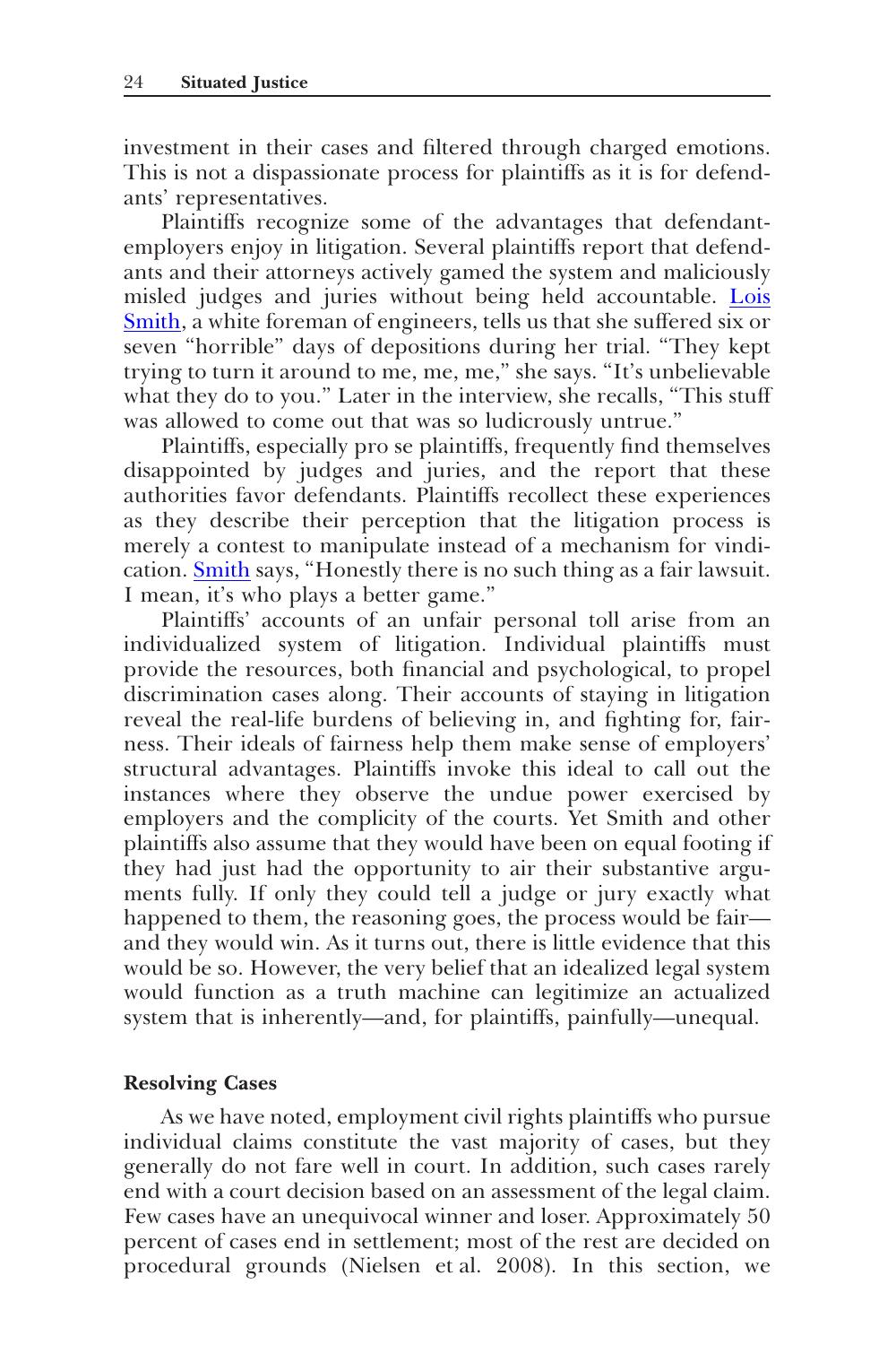investment in their cases and filtered through charged emotions. This is not a dispassionate process for plaintiffs as it is for defendants' representatives.

Plaintiffs recognize some of the advantages that defendant-employers enjoy in litigation. Several plaintiffs report that defendants and their attorneys actively gamed the system and maliciously misled judges and juries without being held accountable. Lois Smith, a white foreman of engineers, tells us that she suffered six or seven "horrible" days of depositions during her trial. "They kept trying to turn it around to me, me, me," she says. "It's unbelievable what they do to you." Later in the interview, she recalls, "This stuff was allowed to come out that was so ludicrously untrue."

Plaintiffs, especially pro se plaintiffs, frequently find themselves disappointed by judges and juries, and the report that these authorities favor defendants. Plaintiffs recollect these experiences as they describe their perception that the litigation process is merely a contest to manipulate instead of a mechanism for vindication. Smith says, "Honestly there is no such thing as a fair lawsuit. I mean, it's who plays a better game."

Plaintiffs' accounts of an unfair personal toll arise from an individualized system of litigation. Individual plaintiffs must provide the resources, both financial and psychological, to propel discrimination cases along. Their accounts of staying in litigation reveal the real-life burdens of believing in, and fighting for, fairness. Their ideals of fairness help them make sense of employers' structural advantages. Plaintiffs invoke this ideal to call out the instances where they observe the undue power exercised by employers and the complicity of the courts. Yet Smith and other plaintiffs also assume that they would have been on equal footing if they had just had the opportunity to air their substantive arguments fully. If only they could tell a judge or jury exactly what happened to them, the reasoning goes, the process would be fair—and they would win. As it turns out, there is little evidence that this would be so. However, the very belief that an idealized legal system would function as a truth machine can legitimize an actualized system that is inherently—and, for plaintiffs, painfully—unequal.

### Resolving Cases

As we have noted, employment civil rights plaintiffs who pursue individual claims constitute the vast majority of cases, but they generally do not fare well in court. In addition, such cases rarely end with a court decision based on an assessment of the legal claim. Few cases have an unequivocal winner and loser. Approximately 50 percent of cases end in settlement; most of the rest are decided on procedural grounds (Nielsen et al. 2008). In this section, we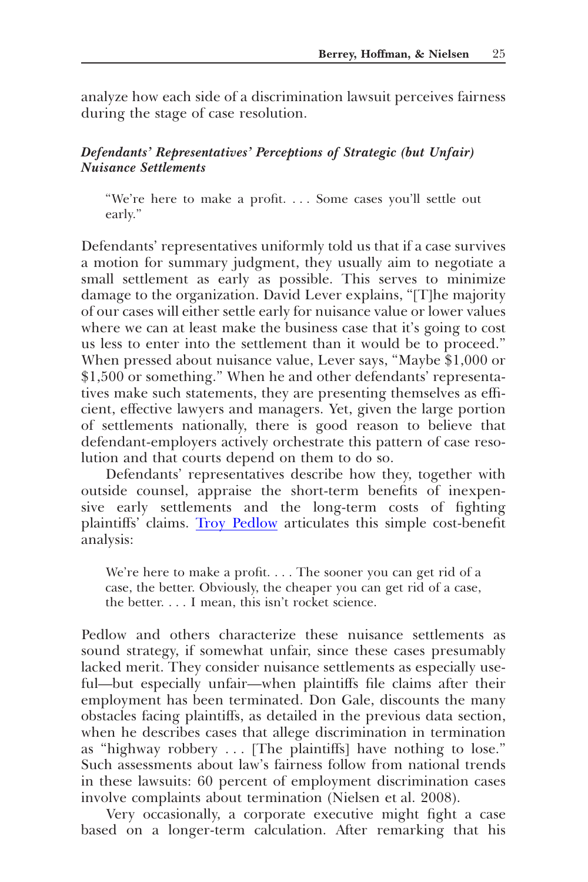analyze how each side of a discrimination lawsuit perceives fairness during the stage of case resolution.

### *Defendants' Representatives' Perceptions of Strategic (but Unfair) Nuisance Settlements*

> "We're here to make a profit. . . . Some cases you'll settle out early."

Defendants' representatives uniformly told us that if a case survives a motion for summary judgment, they usually aim to negotiate a small settlement as early as possible. This serves to minimize damage to the organization. David Lever explains, "[T]he majority of our cases will either settle early for nuisance value or lower values where we can at least make the business case that it's going to cost us less to enter into the settlement than it would be to proceed." When pressed about nuisance value, Lever says, "Maybe $1,000 or $1,500 or something." When he and other defendants' representatives make such statements, they are presenting themselves as efficient, effective lawyers and managers. Yet, given the large portion of settlements nationally, there is good reason to believe that defendant-employers actively orchestrate this pattern of case resolution and that courts depend on them to do so.

Defendants' representatives describe how they, together with outside counsel, appraise the short-term benefits of inexpensive early settlements and the long-term costs of fighting plaintiffs' claims. Troy Pedlow articulates this simple cost-benefit analysis:

> We're here to make a profit. . . . The sooner you can get rid of a case, the better. Obviously, the cheaper you can get rid of a case, the better. . . . I mean, this isn't rocket science.

Pedlow and others characterize these nuisance settlements as sound strategy, if somewhat unfair, since these cases presumably lacked merit. They consider nuisance settlements as especially useful—but especially unfair—when plaintiffs file claims after their employment has been terminated. Don Gale, discounts the many obstacles facing plaintiffs, as detailed in the previous data section, when he describes cases that allege discrimination in termination as "highway robbery . . . [The plaintiffs] have nothing to lose." Such assessments about law's fairness follow from national trends in these lawsuits: 60 percent of employment discrimination cases involve complaints about termination (Nielsen et al. 2008).

Very occasionally, a corporate executive might fight a case based on a longer-term calculation. After remarking that his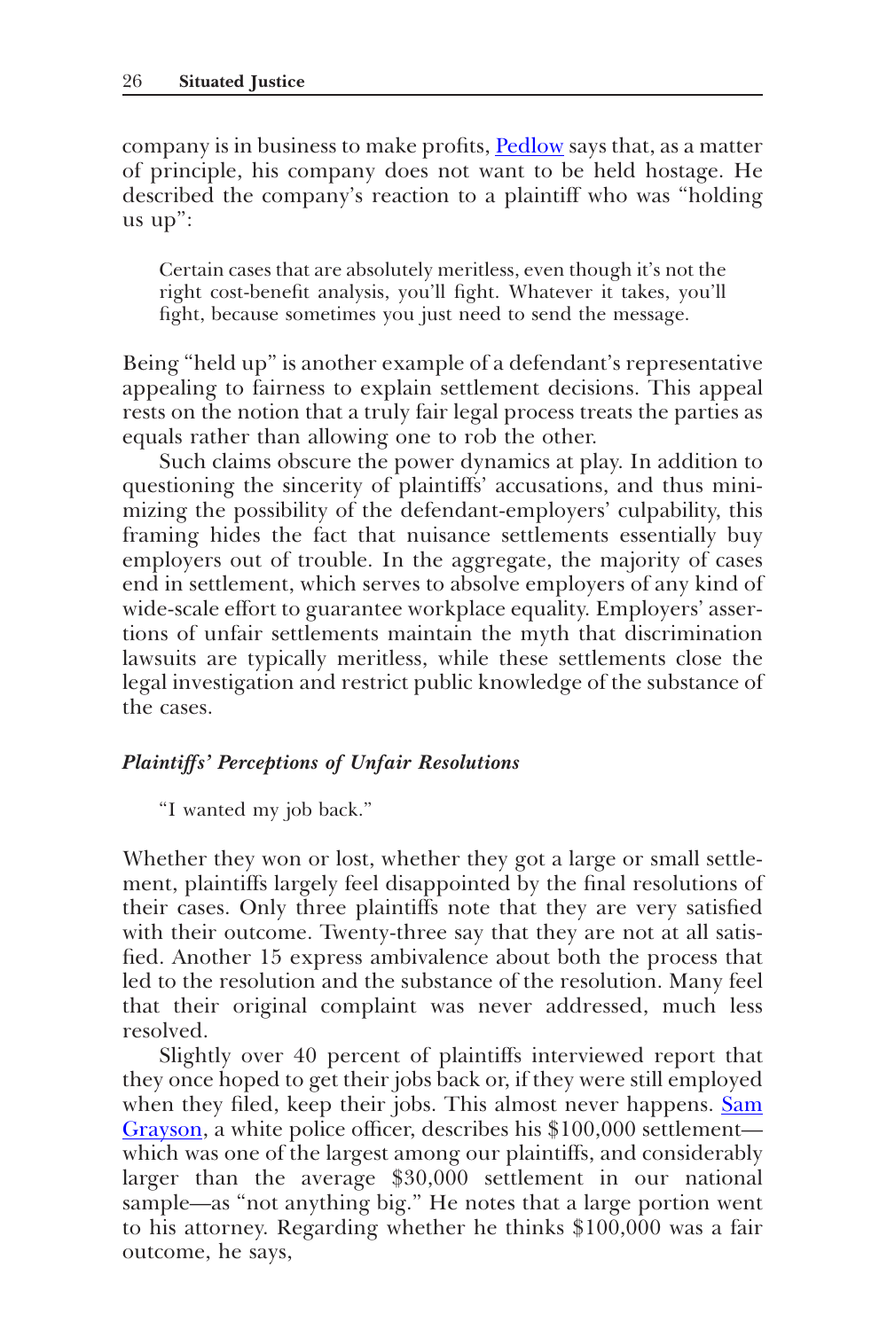company is in business to make profits, Pedlow says that, as a matter of principle, his company does not want to be held hostage. He described the company's reaction to a plaintiff who was "holding us up":

> Certain cases that are absolutely meritless, even though it's not the right cost-benefit analysis, you'll fight. Whatever it takes, you'll fight, because sometimes you just need to send the message.

Being "held up" is another example of a defendant's representative appealing to fairness to explain settlement decisions. This appeal rests on the notion that a truly fair legal process treats the parties as equals rather than allowing one to rob the other.

Such claims obscure the power dynamics at play. In addition to questioning the sincerity of plaintiffs' accusations, and thus minimizing the possibility of the defendant-employers' culpability, this framing hides the fact that nuisance settlements essentially buy employers out of trouble. In the aggregate, the majority of cases end in settlement, which serves to absolve employers of any kind of wide-scale effort to guarantee workplace equality. Employers' assertions of unfair settlements maintain the myth that discrimination lawsuits are typically meritless, while these settlements close the legal investigation and restrict public knowledge of the substance of the cases.

#### *Plaintiffs' Perceptions of Unfair Resolutions*

> "I wanted my job back."

Whether they won or lost, whether they got a large or small settlement, plaintiffs largely feel disappointed by the final resolutions of their cases. Only three plaintiffs note that they are very satisfied with their outcome. Twenty-three say that they are not at all satisfied. Another 15 express ambivalence about both the process that led to the resolution and the substance of the resolution. Many feel that their original complaint was never addressed, much less resolved.

Slightly over 40 percent of plaintiffs interviewed report that they once hoped to get their jobs back or, if they were still employed when they filed, keep their jobs. This almost never happens. Sam Grayson, a white police officer, describes his $100,000 settlement—which was one of the largest among our plaintiffs, and considerably larger than the average $30,000 settlement in our national sample—as "not anything big." He notes that a large portion went to his attorney. Regarding whether he thinks $100,000 was a fair outcome, he says,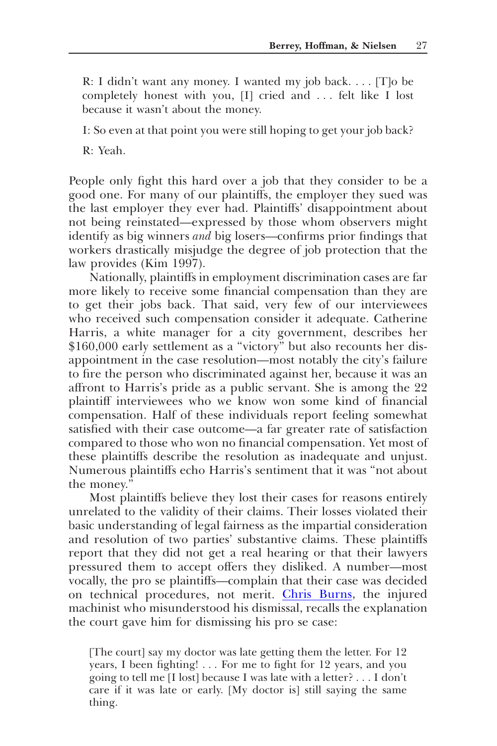R: I didn't want any money. I wanted my job back. . . . [T]o be completely honest with you, [I] cried and . . . felt like I lost because it wasn't about the money.

I: So even at that point you were still hoping to get your job back?

R: Yeah.

People only fight this hard over a job that they consider to be a good one. For many of our plaintiffs, the employer they sued was the last employer they ever had. Plaintiffs' disappointment about not being reinstated—expressed by those whom observers might identify as big winners *and* big losers—confirms prior findings that workers drastically misjudge the degree of job protection that the law provides (Kim 1997).

Nationally, plaintiffs in employment discrimination cases are far more likely to receive some financial compensation than they are to get their jobs back. That said, very few of our interviewees who received such compensation consider it adequate. Catherine Harris, a white manager for a city government, describes her $160,000 early settlement as a "victory" but also recounts her disappointment in the case resolution—most notably the city's failure to fire the person who discriminated against her, because it was an affront to Harris's pride as a public servant. She is among the 22 plaintiff interviewees who we know won some kind of financial compensation. Half of these individuals report feeling somewhat satisfied with their case outcome—a far greater rate of satisfaction compared to those who won no financial compensation. Yet most of these plaintiffs describe the resolution as inadequate and unjust. Numerous plaintiffs echo Harris's sentiment that it was "not about the money."

Most plaintiffs believe they lost their cases for reasons entirely unrelated to the validity of their claims. Their losses violated their basic understanding of legal fairness as the impartial consideration and resolution of two parties' substantive claims. These plaintiffs report that they did not get a real hearing or that their lawyers pressured them to accept offers they disliked. A number—most vocally, the pro se plaintiffs—complain that their case was decided on technical procedures, not merit. Chris Burns, the injured machinist who misunderstood his dismissal, recalls the explanation the court gave him for dismissing his pro se case:

[The court] say my doctor was late getting them the letter. For 12 years, I been fighting! . . . For me to fight for 12 years, and you going to tell me [I lost] because I was late with a letter? . . . I don't care if it was late or early. [My doctor is] still saying the same thing.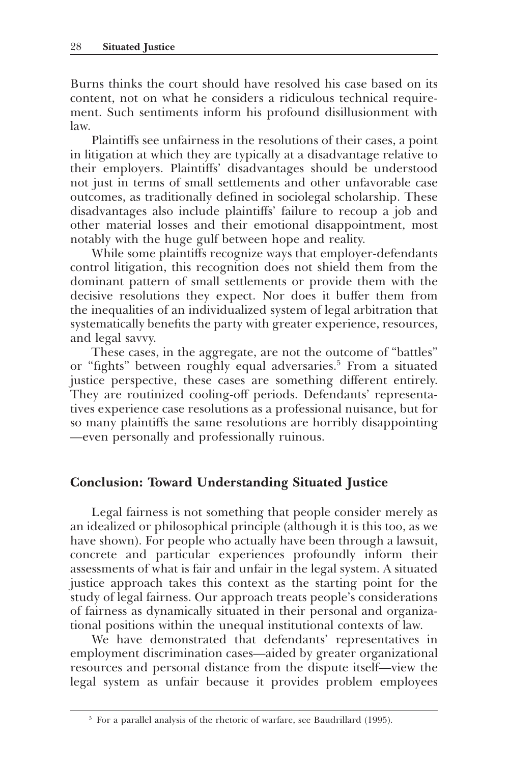Burns thinks the court should have resolved his case based on its content, not on what he considers a ridiculous technical requirement. Such sentiments inform his profound disillusionment with law.

Plaintiffs see unfairness in the resolutions of their cases, a point in litigation at which they are typically at a disadvantage relative to their employers. Plaintiffs' disadvantages should be understood not just in terms of small settlements and other unfavorable case outcomes, as traditionally defined in sociolegal scholarship. These disadvantages also include plaintiffs' failure to recoup a job and other material losses and their emotional disappointment, most notably with the huge gulf between hope and reality.

While some plaintiffs recognize ways that employer-defendants control litigation, this recognition does not shield them from the dominant pattern of small settlements or provide them with the decisive resolutions they expect. Nor does it buffer them from the inequalities of an individualized system of legal arbitration that systematically benefits the party with greater experience, resources, and legal savvy.

These cases, in the aggregate, are not the outcome of "battles" or "fights" between roughly equal adversaries.[5] From a situated justice perspective, these cases are something different entirely. They are routinized cooling-off periods. Defendants' representatives experience case resolutions as a professional nuisance, but for so many plaintiffs the same resolutions are horribly disappointing —even personally and professionally ruinous.

## Conclusion: Toward Understanding Situated Justice

Legal fairness is not something that people consider merely as an idealized or philosophical principle (although it is this too, as we have shown). For people who actually have been through a lawsuit, concrete and particular experiences profoundly inform their assessments of what is fair and unfair in the legal system. A situated justice approach takes this context as the starting point for the study of legal fairness. Our approach treats people's considerations of fairness as dynamically situated in their personal and organizational positions within the unequal institutional contexts of law.

We have demonstrated that defendants' representatives in employment discrimination cases—aided by greater organizational resources and personal distance from the dispute itself—view the legal system as unfair because it provides problem employees

[5] For a parallel analysis of the rhetoric of warfare, see Baudrillard (1995).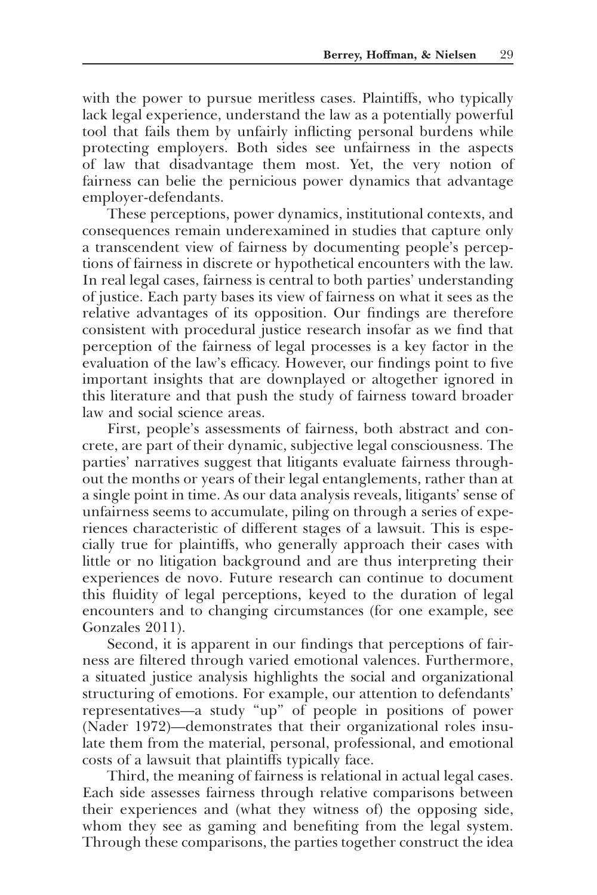with the power to pursue meritless cases. Plaintiffs, who typically lack legal experience, understand the law as a potentially powerful tool that fails them by unfairly inflicting personal burdens while protecting employers. Both sides see unfairness in the aspects of law that disadvantage them most. Yet, the very notion of fairness can belie the pernicious power dynamics that advantage employer-defendants.

These perceptions, power dynamics, institutional contexts, and consequences remain underexamined in studies that capture only a transcendent view of fairness by documenting people's perceptions of fairness in discrete or hypothetical encounters with the law. In real legal cases, fairness is central to both parties' understanding of justice. Each party bases its view of fairness on what it sees as the relative advantages of its opposition. Our findings are therefore consistent with procedural justice research insofar as we find that perception of the fairness of legal processes is a key factor in the evaluation of the law's efficacy. However, our findings point to five important insights that are downplayed or altogether ignored in this literature and that push the study of fairness toward broader law and social science areas.

First, people's assessments of fairness, both abstract and concrete, are part of their dynamic, subjective legal consciousness. The parties' narratives suggest that litigants evaluate fairness throughout the months or years of their legal entanglements, rather than at a single point in time. As our data analysis reveals, litigants' sense of unfairness seems to accumulate, piling on through a series of experiences characteristic of different stages of a lawsuit. This is especially true for plaintiffs, who generally approach their cases with little or no litigation background and are thus interpreting their experiences de novo. Future research can continue to document this fluidity of legal perceptions, keyed to the duration of legal encounters and to changing circumstances (for one example, see Gonzales 2011).

Second, it is apparent in our findings that perceptions of fairness are filtered through varied emotional valences. Furthermore, a situated justice analysis highlights the social and organizational structuring of emotions. For example, our attention to defendants' representatives—a study "up" of people in positions of power (Nader 1972)—demonstrates that their organizational roles insulate them from the material, personal, professional, and emotional costs of a lawsuit that plaintiffs typically face.

Third, the meaning of fairness is relational in actual legal cases. Each side assesses fairness through relative comparisons between their experiences and (what they witness of) the opposing side, whom they see as gaming and benefiting from the legal system. Through these comparisons, the parties together construct the idea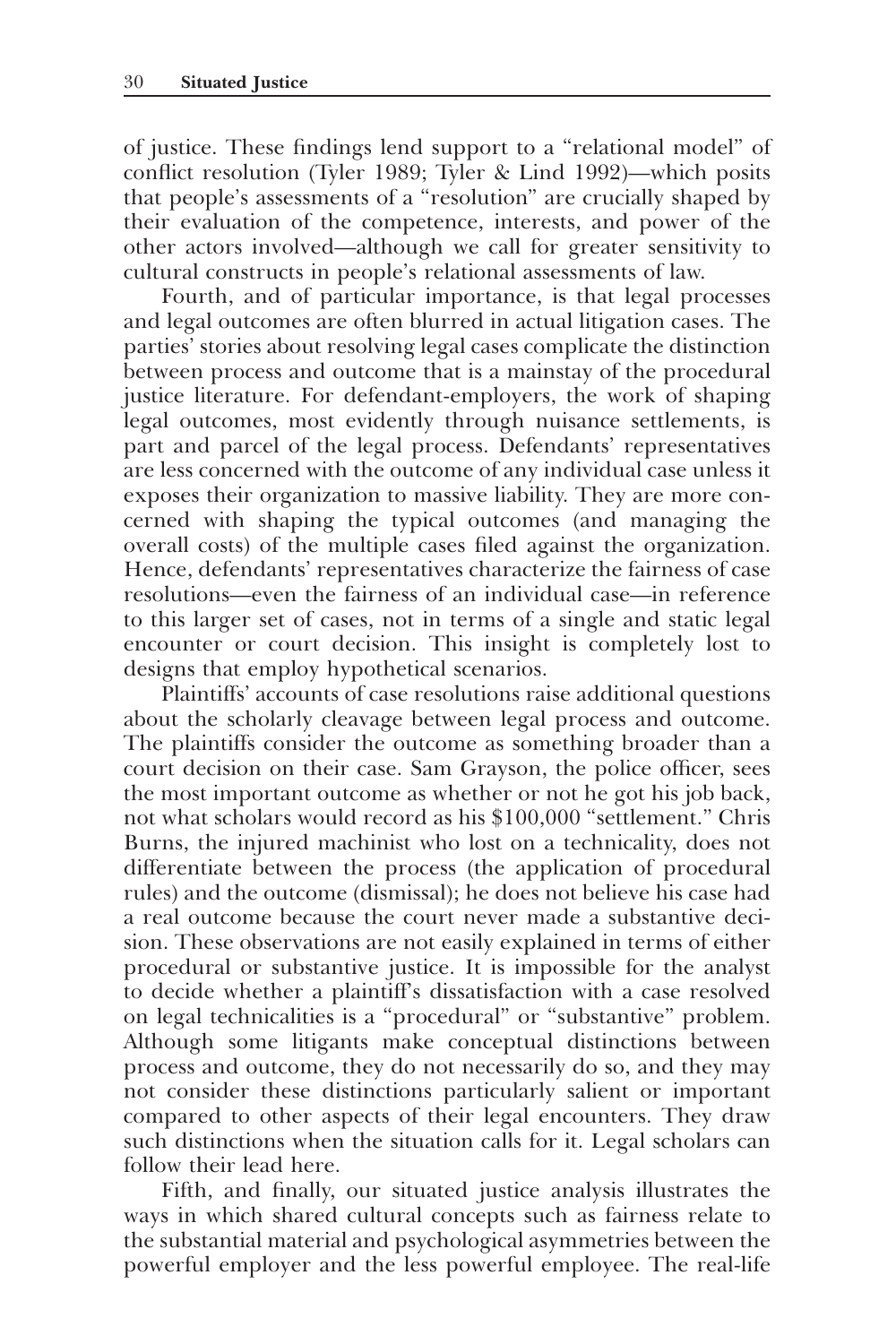of justice. These findings lend support to a "relational model" of conflict resolution (Tyler 1989; Tyler & Lind 1992)—which posits that people's assessments of a "resolution" are crucially shaped by their evaluation of the competence, interests, and power of the other actors involved—although we call for greater sensitivity to cultural constructs in people's relational assessments of law.

Fourth, and of particular importance, is that legal processes and legal outcomes are often blurred in actual litigation cases. The parties' stories about resolving legal cases complicate the distinction between process and outcome that is a mainstay of the procedural justice literature. For defendant-employers, the work of shaping legal outcomes, most evidently through nuisance settlements, is part and parcel of the legal process. Defendants' representatives are less concerned with the outcome of any individual case unless it exposes their organization to massive liability. They are more concerned with shaping the typical outcomes (and managing the overall costs) of the multiple cases filed against the organization. Hence, defendants' representatives characterize the fairness of case resolutions—even the fairness of an individual case—in reference to this larger set of cases, not in terms of a single and static legal encounter or court decision. This insight is completely lost to designs that employ hypothetical scenarios.

Plaintiffs' accounts of case resolutions raise additional questions about the scholarly cleavage between legal process and outcome. The plaintiffs consider the outcome as something broader than a court decision on their case. Sam Grayson, the police officer, sees the most important outcome as whether or not he got his job back, not what scholars would record as his \$100,000 "settlement." Chris Burns, the injured machinist who lost on a technicality, does not differentiate between the process (the application of procedural rules) and the outcome (dismissal); he does not believe his case had a real outcome because the court never made a substantive decision. These observations are not easily explained in terms of either procedural or substantive justice. It is impossible for the analyst to decide whether a plaintiff's dissatisfaction with a case resolved on legal technicalities is a "procedural" or "substantive" problem. Although some litigants make conceptual distinctions between process and outcome, they do not necessarily do so, and they may not consider these distinctions particularly salient or important compared to other aspects of their legal encounters. They draw such distinctions when the situation calls for it. Legal scholars can follow their lead here.

Fifth, and finally, our situated justice analysis illustrates the ways in which shared cultural concepts such as fairness relate to the substantial material and psychological asymmetries between the powerful employer and the less powerful employee. The real-life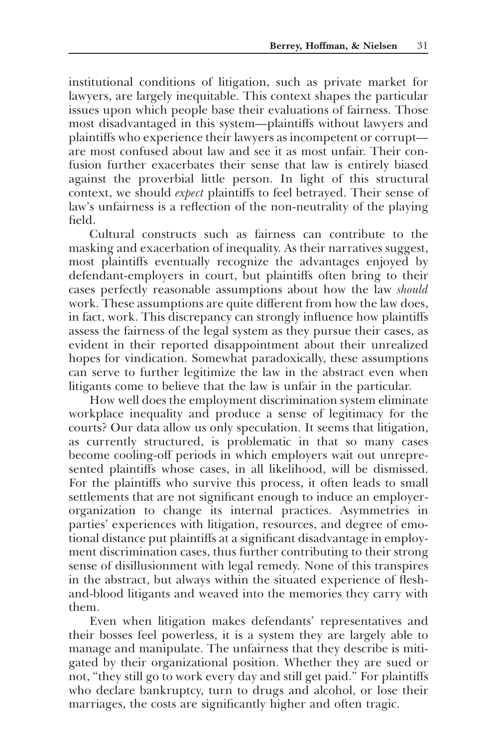institutional conditions of litigation, such as private market for lawyers, are largely inequitable. This context shapes the particular issues upon which people base their evaluations of fairness. Those most disadvantaged in this system—plaintiffs without lawyers and plaintiffs who experience their lawyers as incompetent or corrupt—are most confused about law and see it as most unfair. Their confusion further exacerbates their sense that law is entirely biased against the proverbial little person. In light of this structural context, we should *expect* plaintiffs to feel betrayed. Their sense of law's unfairness is a reflection of the non-neutrality of the playing field.

Cultural constructs such as fairness can contribute to the masking and exacerbation of inequality. As their narratives suggest, most plaintiffs eventually recognize the advantages enjoyed by defendant-employers in court, but plaintiffs often bring to their cases perfectly reasonable assumptions about how the law *should* work. These assumptions are quite different from how the law does, in fact, work. This discrepancy can strongly influence how plaintiffs assess the fairness of the legal system as they pursue their cases, as evident in their reported disappointment about their unrealized hopes for vindication. Somewhat paradoxically, these assumptions can serve to further legitimize the law in the abstract even when litigants come to believe that the law is unfair in the particular.

How well does the employment discrimination system eliminate workplace inequality and produce a sense of legitimacy for the courts? Our data allow us only speculation. It seems that litigation, as currently structured, is problematic in that so many cases become cooling-off periods in which employers wait out unrepresented plaintiffs whose cases, in all likelihood, will be dismissed. For the plaintiffs who survive this process, it often leads to small settlements that are not significant enough to induce an employer-organization to change its internal practices. Asymmetries in parties' experiences with litigation, resources, and degree of emotional distance put plaintiffs at a significant disadvantage in employment discrimination cases, thus further contributing to their strong sense of disillusionment with legal remedy. None of this transpires in the abstract, but always within the situated experience of flesh-and-blood litigants and weaved into the memories they carry with them.

Even when litigation makes defendants' representatives and their bosses feel powerless, it is a system they are largely able to manage and manipulate. The unfairness that they describe is mitigated by their organizational position. Whether they are sued or not, "they still go to work every day and still get paid." For plaintiffs who declare bankruptcy, turn to drugs and alcohol, or lose their marriages, the costs are significantly higher and often tragic.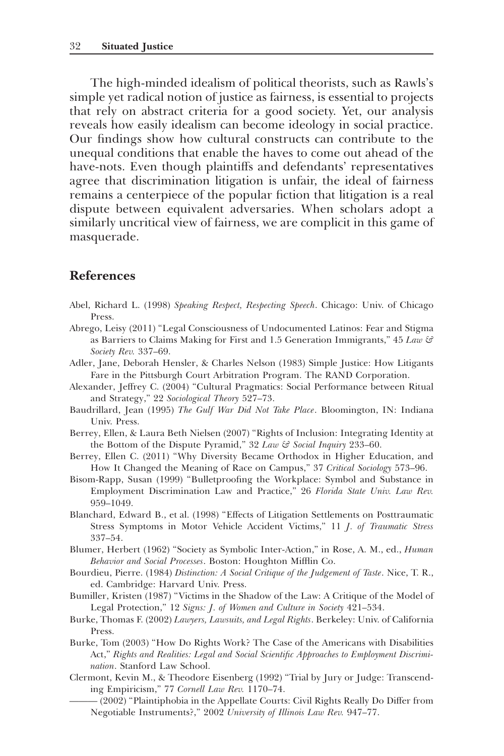The high-minded idealism of political theorists, such as Rawls's simple yet radical notion of justice as fairness, is essential to projects that rely on abstract criteria for a good society. Yet, our analysis reveals how easily idealism can become ideology in social practice. Our findings show how cultural constructs can contribute to the unequal conditions that enable the haves to come out ahead of the have-nots. Even though plaintiffs and defendants' representatives agree that discrimination litigation is unfair, the ideal of fairness remains a centerpiece of the popular fiction that litigation is a real dispute between equivalent adversaries. When scholars adopt a similarly uncritical view of fairness, we are complicit in this game of masquerade.

## References

Abel, Richard L. (1998) *Speaking Respect, Respecting Speech*. Chicago: Univ. of Chicago Press.

Abrego, Leisy (2011) "Legal Consciousness of Undocumented Latinos: Fear and Stigma as Barriers to Claims Making for First and 1.5 Generation Immigrants," 45 *Law & Society Rev.* 337–69.

Adler, Jane, Deborah Hensler, & Charles Nelson (1983) Simple Justice: How Litigants Fare in the Pittsburgh Court Arbitration Program. The RAND Corporation.

Alexander, Jeffrey C. (2004) "Cultural Pragmatics: Social Performance between Ritual and Strategy," 22 *Sociological Theory* 527–73.

Baudrillard, Jean (1995) *The Gulf War Did Not Take Place*. Bloomington, IN: Indiana Univ. Press.

Berrey, Ellen, & Laura Beth Nielsen (2007) "Rights of Inclusion: Integrating Identity at the Bottom of the Dispute Pyramid," 32 *Law & Social Inquiry* 233–60.

Berrey, Ellen C. (2011) "Why Diversity Became Orthodox in Higher Education, and How It Changed the Meaning of Race on Campus," 37 *Critical Sociology* 573–96.

Bisom-Rapp, Susan (1999) "Bulletproofing the Workplace: Symbol and Substance in Employment Discrimination Law and Practice," 26 *Florida State Univ. Law Rev.* 959–1049.

Blanchard, Edward B., et al. (1998) "Effects of Litigation Settlements on Posttraumatic Stress Symptoms in Motor Vehicle Accident Victims," 11 *J. of Traumatic Stress* 337–54.

Blumer, Herbert (1962) "Society as Symbolic Inter-Action," in Rose, A. M., ed., *Human Behavior and Social Processes*. Boston: Houghton Mifflin Co.

Bourdieu, Pierre. (1984) *Distinction: A Social Critique of the Judgement of Taste*. Nice, T. R., ed. Cambridge: Harvard Univ. Press.

Bumiller, Kristen (1987) "Victims in the Shadow of the Law: A Critique of the Model of Legal Protection," 12 *Signs: J. of Women and Culture in Society* 421–534.

Burke, Thomas F. (2002) *Lawyers, Lawsuits, and Legal Rights*. Berkeley: Univ. of California Press.

Burke, Tom (2003) "How Do Rights Work? The Case of the Americans with Disabilities Act," *Rights and Realities: Legal and Social Scientific Approaches to Employment Discrimination*. Stanford Law School.

Clermont, Kevin M., & Theodore Eisenberg (1992) "Trial by Jury or Judge: Transcending Empiricism," 77 *Cornell Law Rev.* 1170–74.

——— (2002) "Plaintiphobia in the Appellate Courts: Civil Rights Really Do Differ from Negotiable Instruments?," 2002 *University of Illinois Law Rev.* 947–77.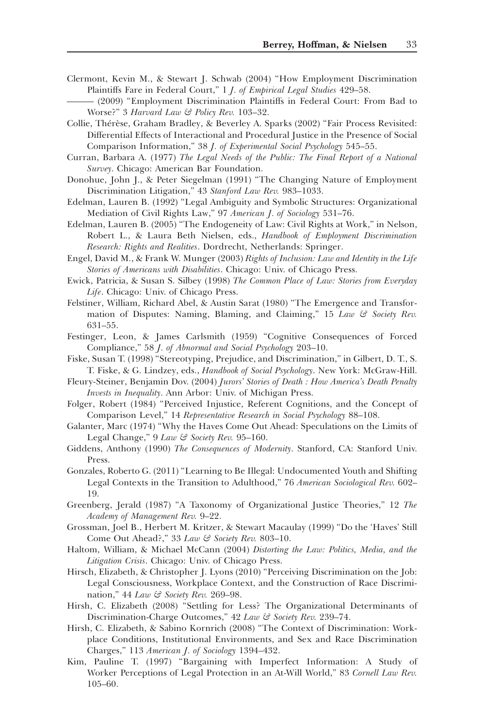Clermont, Kevin M., & Stewart J. Schwab (2004) "How Employment Discrimination Plaintiffs Fare in Federal Court," 1 *J. of Empirical Legal Studies* 429–58.

——— (2009) "Employment Discrimination Plaintiffs in Federal Court: From Bad to Worse?" 3 *Harvard Law & Policy Rev.* 103–32.

Collie, Thérèse, Graham Bradley, & Beverley A. Sparks (2002) "Fair Process Revisited: Differential Effects of Interactional and Procedural Justice in the Presence of Social Comparison Information," 38 *J. of Experimental Social Psychology* 545–55.

Curran, Barbara A. (1977) *The Legal Needs of the Public: The Final Report of a National Survey*. Chicago: American Bar Foundation.

Donohue, John J., & Peter Siegelman (1991) "The Changing Nature of Employment Discrimination Litigation," 43 *Stanford Law Rev.* 983–1033.

Edelman, Lauren B. (1992) "Legal Ambiguity and Symbolic Structures: Organizational Mediation of Civil Rights Law," 97 *American J. of Sociology* 531–76.

Edelman, Lauren B. (2005) "The Endogeneity of Law: Civil Rights at Work," in Nelson, Robert L., & Laura Beth Nielsen, eds., *Handbook of Employment Discrimination Research: Rights and Realities*. Dordrecht, Netherlands: Springer.

Engel, David M., & Frank W. Munger (2003) *Rights of Inclusion: Law and Identity in the Life Stories of Americans with Disabilities*. Chicago: Univ. of Chicago Press.

Ewick, Patricia, & Susan S. Silbey (1998) *The Common Place of Law: Stories from Everyday Life*. Chicago: Univ. of Chicago Press.

Felstiner, William, Richard Abel, & Austin Sarat (1980) "The Emergence and Transformation of Disputes: Naming, Blaming, and Claiming," 15 *Law & Society Rev.* 631–55.

Festinger, Leon, & James Carlsmith (1959) "Cognitive Consequences of Forced Compliance," 58 *J. of Abnormal and Social Psychology* 203–10.

Fiske, Susan T. (1998) "Stereotyping, Prejudice, and Discrimination," in Gilbert, D. T., S. T. Fiske, & G. Lindzey, eds., *Handbook of Social Psychology*. New York: McGraw-Hill.

Fleury-Steiner, Benjamin Dov. (2004) *Jurors' Stories of Death : How America's Death Penalty Invests in Inequality*. Ann Arbor: Univ. of Michigan Press.

Folger, Robert (1984) "Perceived Injustice, Referent Cognitions, and the Concept of Comparison Level," 14 *Representative Research in Social Psychology* 88–108.

Galanter, Marc (1974) "Why the Haves Come Out Ahead: Speculations on the Limits of Legal Change," 9 *Law & Society Rev.* 95–160.

Giddens, Anthony (1990) *The Consequences of Modernity*. Stanford, CA: Stanford Univ. Press.

Gonzales, Roberto G. (2011) "Learning to Be Illegal: Undocumented Youth and Shifting Legal Contexts in the Transition to Adulthood," 76 *American Sociological Rev.* 602–19.

Greenberg, Jerald (1987) "A Taxonomy of Organizational Justice Theories," 12 *The Academy of Management Rev.* 9–22.

Grossman, Joel B., Herbert M. Kritzer, & Stewart Macaulay (1999) "Do the 'Haves' Still Come Out Ahead?," 33 *Law & Society Rev.* 803–10.

Haltom, William, & Michael McCann (2004) *Distorting the Law: Politics, Media, and the Litigation Crisis*. Chicago: Univ. of Chicago Press.

Hirsch, Elizabeth, & Christopher J. Lyons (2010) "Perceiving Discrimination on the Job: Legal Consciousness, Workplace Context, and the Construction of Race Discrimination," 44 *Law & Society Rev.* 269–98.

Hirsh, C. Elizabeth (2008) "Settling for Less? The Organizational Determinants of Discrimination-Charge Outcomes," 42 *Law & Society Rev.* 239–74.

Hirsh, C. Elizabeth, & Sabino Kornrich (2008) "The Context of Discrimination: Workplace Conditions, Institutional Environments, and Sex and Race Discrimination Charges," 113 *American J. of Sociology* 1394–432.

Kim, Pauline T. (1997) "Bargaining with Imperfect Information: A Study of Worker Perceptions of Legal Protection in an At-Will World," 83 *Cornell Law Rev.* 105–60.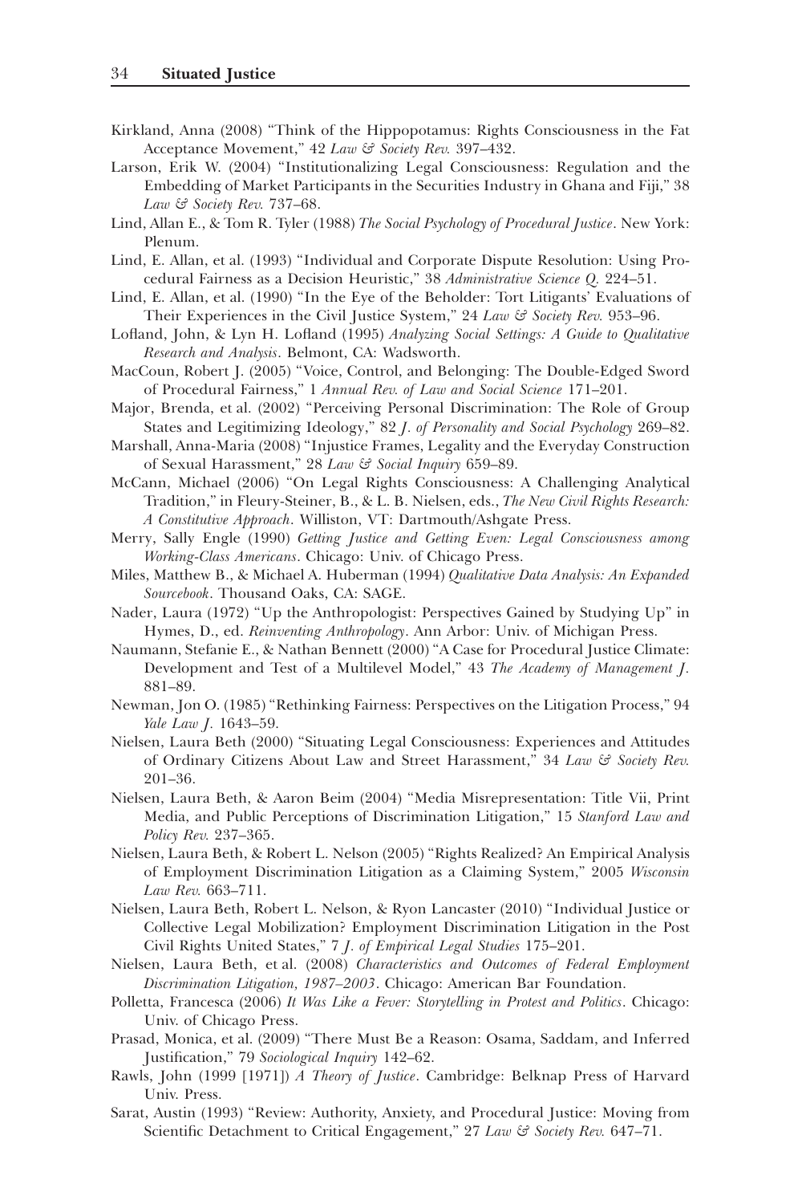Kirkland, Anna (2008) "Think of the Hippopotamus: Rights Consciousness in the Fat Acceptance Movement," 42 *Law & Society Rev.* 397–432.

Larson, Erik W. (2004) "Institutionalizing Legal Consciousness: Regulation and the Embedding of Market Participants in the Securities Industry in Ghana and Fiji," 38 *Law & Society Rev.* 737–68.

Lind, Allan E., & Tom R. Tyler (1988) *The Social Psychology of Procedural Justice*. New York: Plenum.

Lind, E. Allan, et al. (1993) "Individual and Corporate Dispute Resolution: Using Procedural Fairness as a Decision Heuristic," 38 *Administrative Science Q.* 224–51.

Lind, E. Allan, et al. (1990) "In the Eye of the Beholder: Tort Litigants' Evaluations of Their Experiences in the Civil Justice System," 24 *Law & Society Rev.* 953–96.

Lofland, John, & Lyn H. Lofland (1995) *Analyzing Social Settings: A Guide to Qualitative Research and Analysis*. Belmont, CA: Wadsworth.

MacCoun, Robert J. (2005) "Voice, Control, and Belonging: The Double-Edged Sword of Procedural Fairness," 1 *Annual Rev. of Law and Social Science* 171–201.

Major, Brenda, et al. (2002) "Perceiving Personal Discrimination: The Role of Group States and Legitimizing Ideology," 82 *J. of Personality and Social Psychology* 269–82.

Marshall, Anna-Maria (2008) "Injustice Frames, Legality and the Everyday Construction of Sexual Harassment," 28 *Law & Social Inquiry* 659–89.

McCann, Michael (2006) "On Legal Rights Consciousness: A Challenging Analytical Tradition," in Fleury-Steiner, B., & L. B. Nielsen, eds., *The New Civil Rights Research: A Constitutive Approach*. Williston, VT: Dartmouth/Ashgate Press.

Merry, Sally Engle (1990) *Getting Justice and Getting Even: Legal Consciousness among Working-Class Americans*. Chicago: Univ. of Chicago Press.

Miles, Matthew B., & Michael A. Huberman (1994) *Qualitative Data Analysis: An Expanded Sourcebook*. Thousand Oaks, CA: SAGE.

Nader, Laura (1972) "Up the Anthropologist: Perspectives Gained by Studying Up" in Hymes, D., ed. *Reinventing Anthropology*. Ann Arbor: Univ. of Michigan Press.

Naumann, Stefanie E., & Nathan Bennett (2000) "A Case for Procedural Justice Climate: Development and Test of a Multilevel Model," 43 *The Academy of Management J.* 881–89.

Newman, Jon O. (1985) "Rethinking Fairness: Perspectives on the Litigation Process," 94 *Yale Law J.* 1643–59.

Nielsen, Laura Beth (2000) "Situating Legal Consciousness: Experiences and Attitudes of Ordinary Citizens About Law and Street Harassment," 34 *Law & Society Rev.* 201–36.

Nielsen, Laura Beth, & Aaron Beim (2004) "Media Misrepresentation: Title Vii, Print Media, and Public Perceptions of Discrimination Litigation," 15 *Stanford Law and Policy Rev.* 237–365.

Nielsen, Laura Beth, & Robert L. Nelson (2005) "Rights Realized? An Empirical Analysis of Employment Discrimination Litigation as a Claiming System," 2005 *Wisconsin Law Rev.* 663–711.

Nielsen, Laura Beth, Robert L. Nelson, & Ryon Lancaster (2010) "Individual Justice or Collective Legal Mobilization? Employment Discrimination Litigation in the Post Civil Rights United States," 7 *J. of Empirical Legal Studies* 175–201.

Nielsen, Laura Beth, et al. (2008) *Characteristics and Outcomes of Federal Employment Discrimination Litigation, 1987–2003*. Chicago: American Bar Foundation.

Polletta, Francesca (2006) *It Was Like a Fever: Storytelling in Protest and Politics*. Chicago: Univ. of Chicago Press.

Prasad, Monica, et al. (2009) "There Must Be a Reason: Osama, Saddam, and Inferred Justification," 79 *Sociological Inquiry* 142–62.

Rawls, John (1999 [1971]) *A Theory of Justice*. Cambridge: Belknap Press of Harvard Univ. Press.

Sarat, Austin (1993) "Review: Authority, Anxiety, and Procedural Justice: Moving from Scientific Detachment to Critical Engagement," 27 *Law & Society Rev.* 647–71.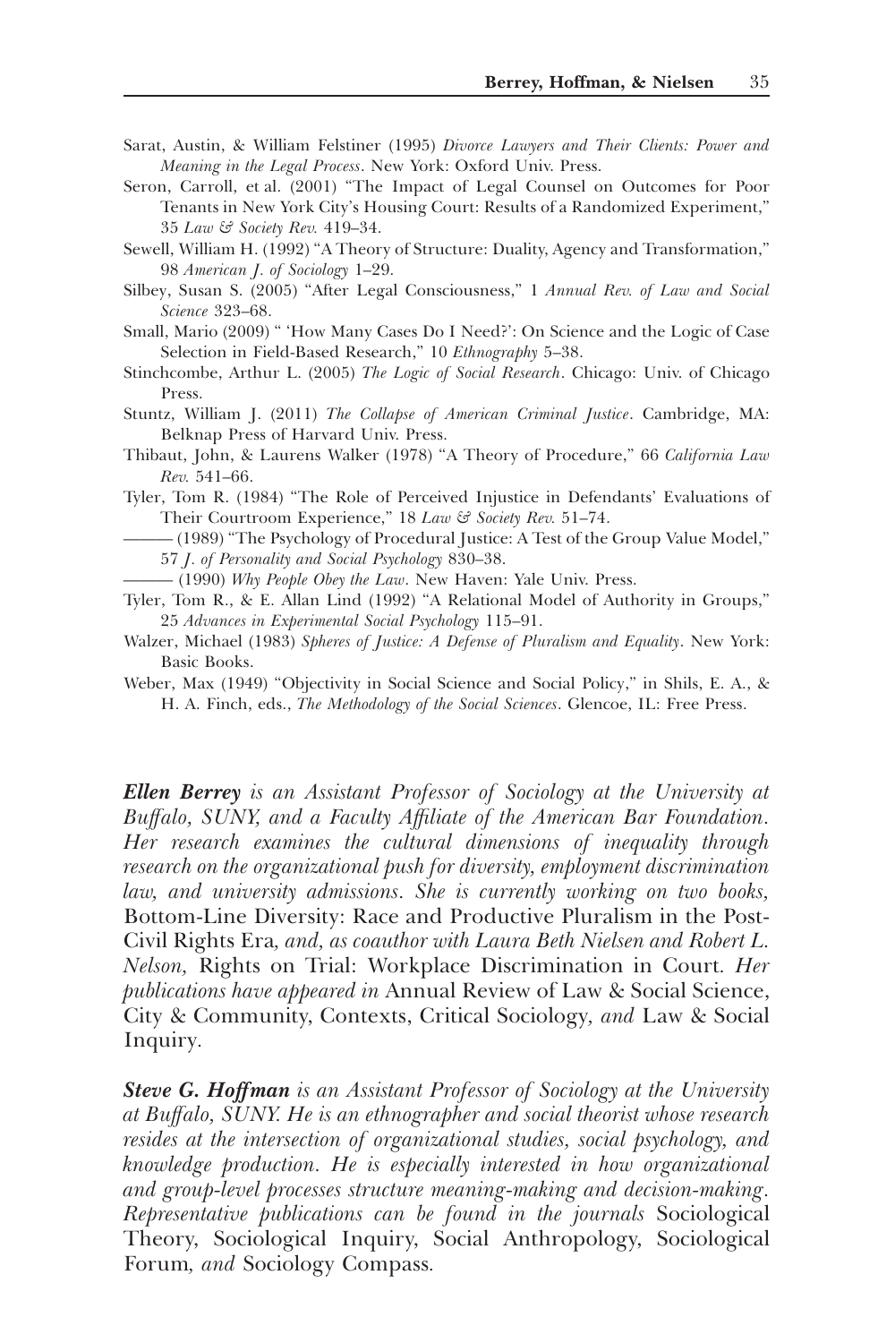Sarat, Austin, & William Felstiner (1995) *Divorce Lawyers and Their Clients: Power and Meaning in the Legal Process*. New York: Oxford Univ. Press.

Seron, Carroll, et al. (2001) "The Impact of Legal Counsel on Outcomes for Poor Tenants in New York City's Housing Court: Results of a Randomized Experiment," 35 *Law & Society Rev.* 419–34.

Sewell, William H. (1992) "A Theory of Structure: Duality, Agency and Transformation," 98 *American J. of Sociology* 1–29.

Silbey, Susan S. (2005) "After Legal Consciousness," 1 *Annual Rev. of Law and Social Science* 323–68.

Small, Mario (2009) " 'How Many Cases Do I Need?': On Science and the Logic of Case Selection in Field-Based Research," 10 *Ethnography* 5–38.

Stinchcombe, Arthur L. (2005) *The Logic of Social Research*. Chicago: Univ. of Chicago Press.

Stuntz, William J. (2011) *The Collapse of American Criminal Justice*. Cambridge, MA: Belknap Press of Harvard Univ. Press.

Thibaut, John, & Laurens Walker (1978) "A Theory of Procedure," 66 *California Law Rev.* 541–66.

Tyler, Tom R. (1984) "The Role of Perceived Injustice in Defendants' Evaluations of Their Courtroom Experience," 18 *Law & Society Rev.* 51–74.

——— (1989) "The Psychology of Procedural Justice: A Test of the Group Value Model," 57 *J. of Personality and Social Psychology* 830–38.

——— (1990) *Why People Obey the Law*. New Haven: Yale Univ. Press.

Tyler, Tom R., & E. Allan Lind (1992) "A Relational Model of Authority in Groups," 25 *Advances in Experimental Social Psychology* 115–91.

Walzer, Michael (1983) *Spheres of Justice: A Defense of Pluralism and Equality*. New York: Basic Books.

Weber, Max (1949) "Objectivity in Social Science and Social Policy," in Shils, E. A., & H. A. Finch, eds., *The Methodology of the Social Sciences*. Glencoe, IL: Free Press.

***Ellen Berrey*** *is an Assistant Professor of Sociology at the University at Buffalo, SUNY, and a Faculty Affiliate of the American Bar Foundation. Her research examines the cultural dimensions of inequality through research on the organizational push for diversity, employment discrimination law, and university admissions. She is currently working on two books,* Bottom-Line Diversity: Race and Productive Pluralism in the Post-Civil Rights Era*, and, as coauthor with Laura Beth Nielsen and Robert L. Nelson,* Rights on Trial: Workplace Discrimination in Court*. Her publications have appeared in* Annual Review of Law & Social Science, City & Community, Contexts, Critical Sociology*, and* Law & Social Inquiry.

***Steve G. Hoffman*** *is an Assistant Professor of Sociology at the University at Buffalo, SUNY. He is an ethnographer and social theorist whose research resides at the intersection of organizational studies, social psychology, and knowledge production. He is especially interested in how organizational and group-level processes structure meaning-making and decision-making. Representative publications can be found in the journals* Sociological Theory, Sociological Inquiry, Social Anthropology, Sociological Forum*, and* Sociology Compass.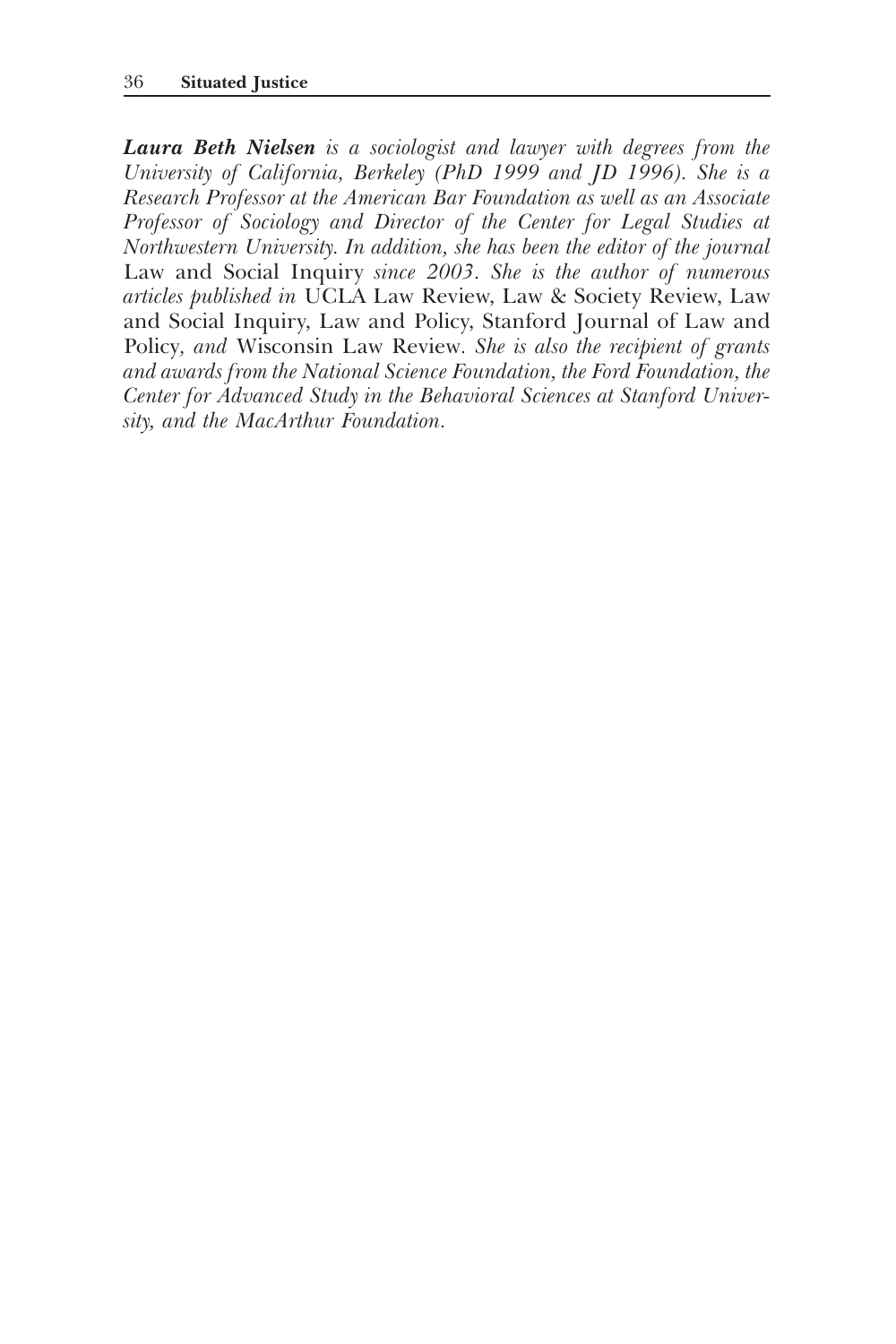***Laura Beth Nielsen*** *is a sociologist and lawyer with degrees from the University of California, Berkeley (PhD 1999 and JD 1996). She is a Research Professor at the American Bar Foundation as well as an Associate Professor of Sociology and Director of the Center for Legal Studies at Northwestern University. In addition, she has been the editor of the journal* Law and Social Inquiry *since 2003. She is the author of numerous articles published in* UCLA Law Review, Law & Society Review, Law and Social Inquiry, Law and Policy, Stanford Journal of Law and Policy, *and* Wisconsin Law Review. *She is also the recipient of grants and awards from the National Science Foundation, the Ford Foundation, the Center for Advanced Study in the Behavioral Sciences at Stanford University, and the MacArthur Foundation.*